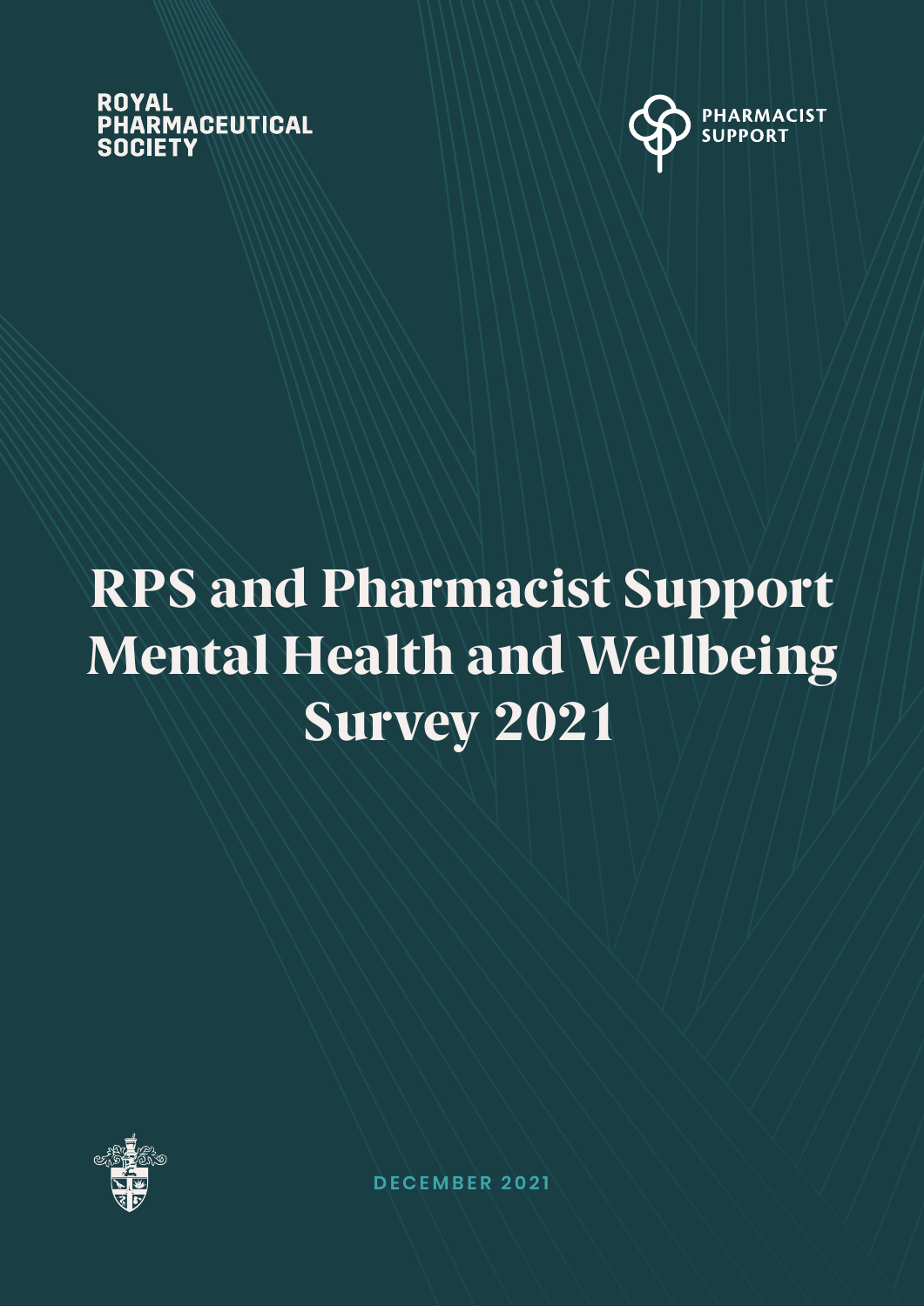ROYAL PHARMACEUTICAL SOCIETY

PHARMACIST SUPPORT

# RPS and Pharmacist Support Mental Health and Wellbeing Survey 2021

DECEMBER 2021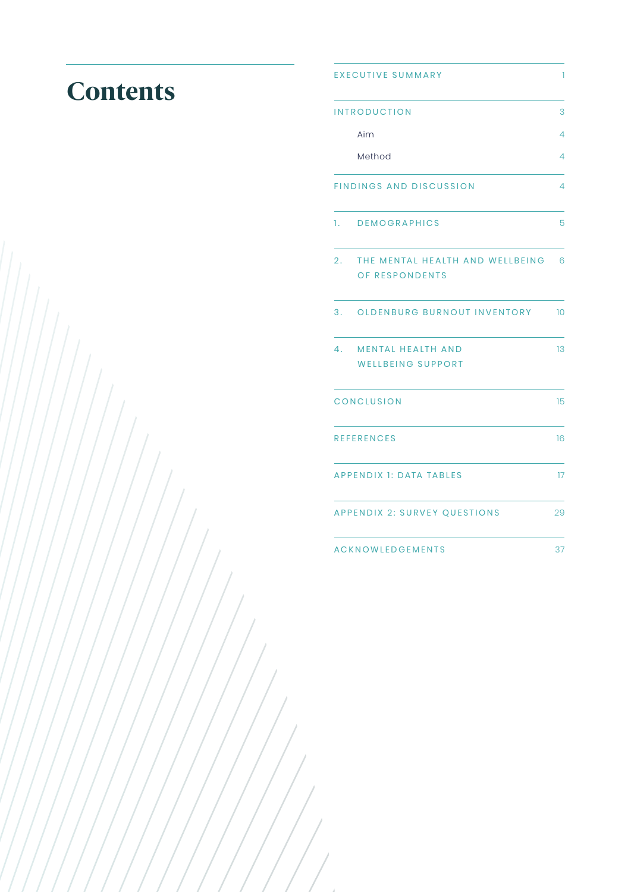# Contents

| | |
|---|---|
| EXECUTIVE SUMMARY | 1 |
| INTRODUCTION | 3 |
| Aim | 4 |
| Method | 4 |
| FINDINGS AND DISCUSSION | 4 |
| 1. DEMOGRAPHICS | 5 |
| 2. THE MENTAL HEALTH AND WELLBEING OF RESPONDENTS | 6 |
| 3. OLDENBURG BURNOUT INVENTORY | 10 |
| 4. MENTAL HEALTH AND WELLBEING SUPPORT | 13 |
| CONCLUSION | 15 |
| REFERENCES | 16 |
| APPENDIX 1: DATA TABLES | 17 |
| APPENDIX 2: SURVEY QUESTIONS | 29 |
| ACKNOWLEDGEMENTS | 37 |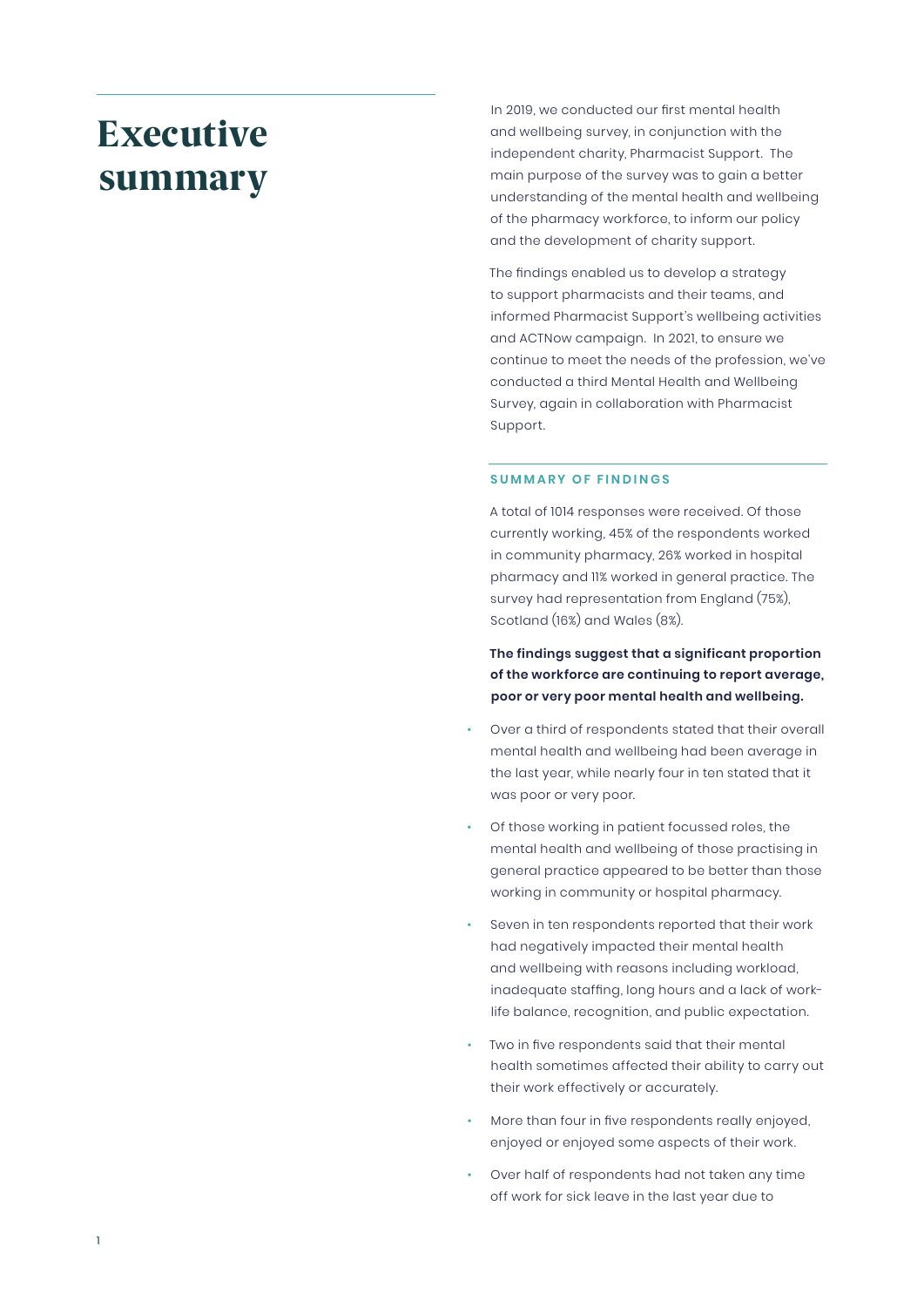# Executive summary

In 2019, we conducted our first mental health and wellbeing survey, in conjunction with the independent charity, Pharmacist Support. The main purpose of the survey was to gain a better understanding of the mental health and wellbeing of the pharmacy workforce, to inform our policy and the development of charity support.

The findings enabled us to develop a strategy to support pharmacists and their teams, and informed Pharmacist Support's wellbeing activities and ACTNow campaign. In 2021, to ensure we continue to meet the needs of the profession, we've conducted a third Mental Health and Wellbeing Survey, again in collaboration with Pharmacist Support.

## SUMMARY OF FINDINGS

A total of 1014 responses were received. Of those currently working, 45% of the respondents worked in community pharmacy, 26% worked in hospital pharmacy and 11% worked in general practice. The survey had representation from England (75%), Scotland (16%) and Wales (8%).

**The findings suggest that a significant proportion of the workforce are continuing to report average, poor or very poor mental health and wellbeing.**

- Over a third of respondents stated that their overall mental health and wellbeing had been average in the last year, while nearly four in ten stated that it was poor or very poor.
- Of those working in patient focussed roles, the mental health and wellbeing of those practising in general practice appeared to be better than those working in community or hospital pharmacy.
- Seven in ten respondents reported that their work had negatively impacted their mental health and wellbeing with reasons including workload, inadequate staffing, long hours and a lack of work-life balance, recognition, and public expectation.
- Two in five respondents said that their mental health sometimes affected their ability to carry out their work effectively or accurately.
- More than four in five respondents really enjoyed, enjoyed or enjoyed some aspects of their work.
- Over half of respondents had not taken any time off work for sick leave in the last year due to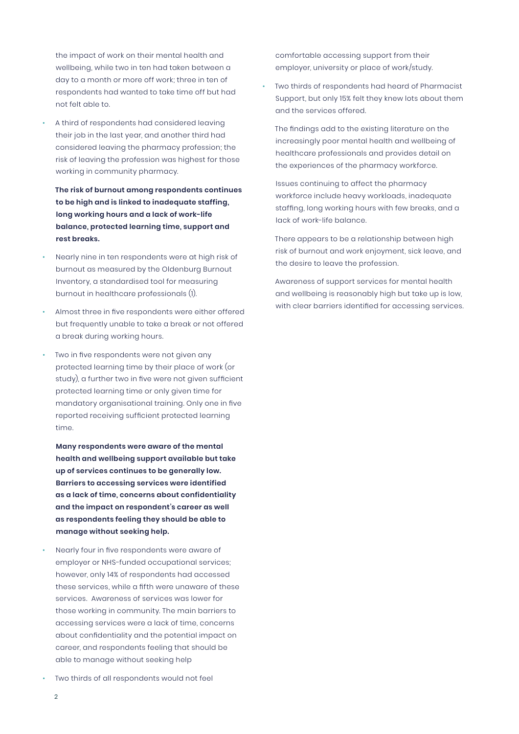the impact of work on their mental health and wellbeing, while two in ten had taken between a day to a month or more off work; three in ten of respondents had wanted to take time off but had not felt able to.

- A third of respondents had considered leaving their job in the last year, and another third had considered leaving the pharmacy profession; the risk of leaving the profession was highest for those working in community pharmacy.

**The risk of burnout among respondents continues to be high and is linked to inadequate staffing, long working hours and a lack of work-life balance, protected learning time, support and rest breaks.**

- Nearly nine in ten respondents were at high risk of burnout as measured by the Oldenburg Burnout Inventory, a standardised tool for measuring burnout in healthcare professionals (1).
- Almost three in five respondents were either offered but frequently unable to take a break or not offered a break during working hours.
- Two in five respondents were not given any protected learning time by their place of work (or study), a further two in five were not given sufficient protected learning time or only given time for mandatory organisational training. Only one in five reported receiving sufficient protected learning time.

**Many respondents were aware of the mental health and wellbeing support available but take up of services continues to be generally low. Barriers to accessing services were identified as a lack of time, concerns about confidentiality and the impact on respondent's career as well as respondents feeling they should be able to manage without seeking help.**

- Nearly four in five respondents were aware of employer or NHS-funded occupational services; however, only 14% of respondents had accessed these services, while a fifth were unaware of these services. Awareness of services was lower for those working in community. The main barriers to accessing services were a lack of time, concerns about confidentiality and the potential impact on career, and respondents feeling that should be able to manage without seeking help
- Two thirds of all respondents would not feel comfortable accessing support from their employer, university or place of work/study.
- Two thirds of respondents had heard of Pharmacist Support, but only 15% felt they knew lots about them and the services offered.

The findings add to the existing literature on the increasingly poor mental health and wellbeing of healthcare professionals and provides detail on the experiences of the pharmacy workforce.

Issues continuing to affect the pharmacy workforce include heavy workloads, inadequate staffing, long working hours with few breaks, and a lack of work-life balance.

There appears to be a relationship between high risk of burnout and work enjoyment, sick leave, and the desire to leave the profession.

Awareness of support services for mental health and wellbeing is reasonably high but take up is low, with clear barriers identified for accessing services.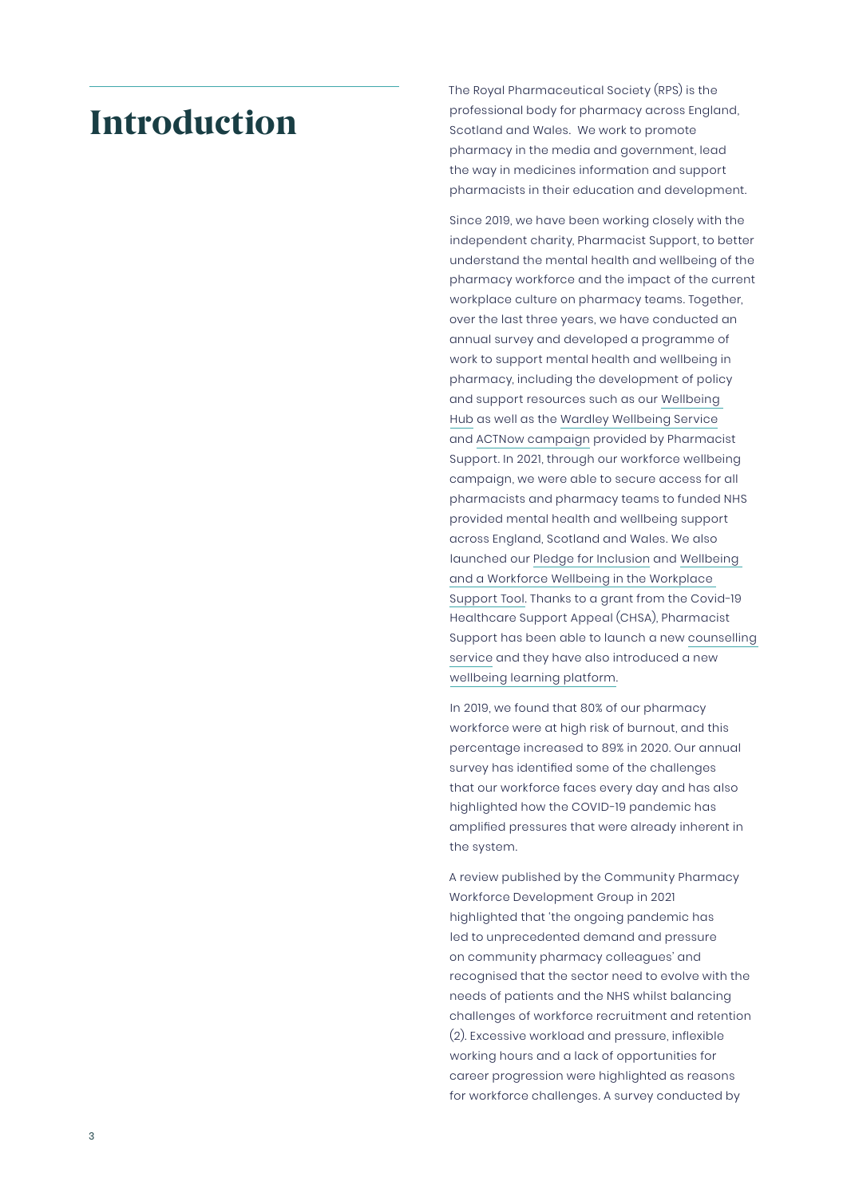# Introduction

The Royal Pharmaceutical Society (RPS) is the professional body for pharmacy across England, Scotland and Wales. We work to promote pharmacy in the media and government, lead the way in medicines information and support pharmacists in their education and development.

Since 2019, we have been working closely with the independent charity, Pharmacist Support, to better understand the mental health and wellbeing of the pharmacy workforce and the impact of the current workplace culture on pharmacy teams. Together, over the last three years, we have conducted an annual survey and developed a programme of work to support mental health and wellbeing in pharmacy, including the development of policy and support resources such as our Wellbeing Hub as well as the Wardley Wellbeing Service and ACTNow campaign provided by Pharmacist Support. In 2021, through our workforce wellbeing campaign, we were able to secure access for all pharmacists and pharmacy teams to funded NHS provided mental health and wellbeing support across England, Scotland and Wales. We also launched our Pledge for Inclusion and Wellbeing and a Workforce Wellbeing in the Workplace Support Tool. Thanks to a grant from the Covid-19 Healthcare Support Appeal (CHSA), Pharmacist Support has been able to launch a new counselling service and they have also introduced a new wellbeing learning platform.

In 2019, we found that 80% of our pharmacy workforce were at high risk of burnout, and this percentage increased to 89% in 2020. Our annual survey has identified some of the challenges that our workforce faces every day and has also highlighted how the COVID-19 pandemic has amplified pressures that were already inherent in the system.

A review published by the Community Pharmacy Workforce Development Group in 2021 highlighted that 'the ongoing pandemic has led to unprecedented demand and pressure on community pharmacy colleagues' and recognised that the sector need to evolve with the needs of patients and the NHS whilst balancing challenges of workforce recruitment and retention (2). Excessive workload and pressure, inflexible working hours and a lack of opportunities for career progression were highlighted as reasons for workforce challenges. A survey conducted by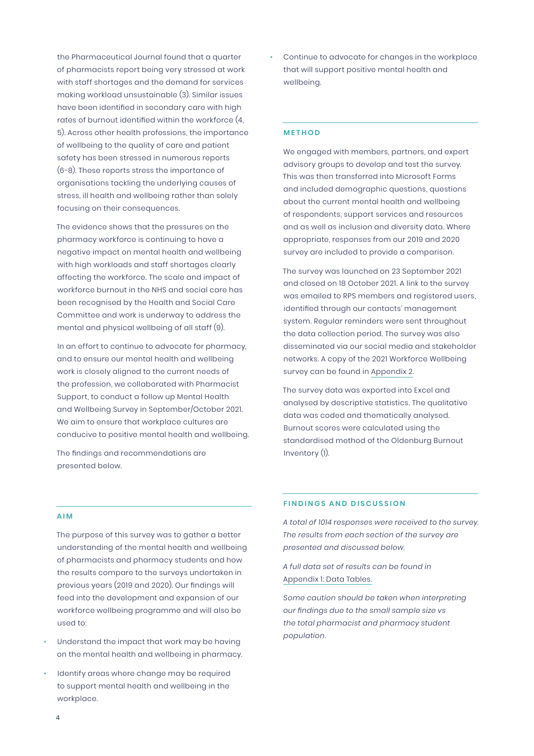the Pharmaceutical Journal found that a quarter of pharmacists report being very stressed at work with staff shortages and the demand for services making workload unsustainable (3). Similar issues have been identified in secondary care with high rates of burnout identified within the workforce (4, 5). Across other health professions, the importance of wellbeing to the quality of care and patient safety has been stressed in numerous reports (6-8). These reports stress the importance of organisations tackling the underlying causes of stress, ill health and wellbeing rather than solely focusing on their consequences.

The evidence shows that the pressures on the pharmacy workforce is continuing to have a negative impact on mental health and wellbeing with high workloads and staff shortages clearly affecting the workforce. The scale and impact of workforce burnout in the NHS and social care has been recognised by the Health and Social Care Committee and work is underway to address the mental and physical wellbeing of all staff (9).

In an effort to continue to advocate for pharmacy, and to ensure our mental health and wellbeing work is closely aligned to the current needs of the profession, we collaborated with Pharmacist Support, to conduct a follow up Mental Health and Wellbeing Survey in September/October 2021. We aim to ensure that workplace cultures are conducive to positive mental health and wellbeing.

The findings and recommendations are presented below.

## AIM

The purpose of this survey was to gather a better understanding of the mental health and wellbeing of pharmacists and pharmacy students and how the results compare to the surveys undertaken in previous years (2019 and 2020). Our findings will feed into the development and expansion of our workforce wellbeing programme and will also be used to:

- Understand the impact that work may be having on the mental health and wellbeing in pharmacy.
- Identify areas where change may be required to support mental health and wellbeing in the workplace.
- Continue to advocate for changes in the workplace that will support positive mental health and wellbeing.

## METHOD

We engaged with members, partners, and expert advisory groups to develop and test the survey. This was then transferred into Microsoft Forms and included demographic questions, questions about the current mental health and wellbeing of respondents, support services and resources and as well as inclusion and diversity data. Where appropriate, responses from our 2019 and 2020 survey are included to provide a comparison.

The survey was launched on 23 September 2021 and closed on 18 October 2021. A link to the survey was emailed to RPS members and registered users, identified through our contacts' management system. Regular reminders were sent throughout the data collection period. The survey was also disseminated via our social media and stakeholder networks. A copy of the 2021 Workforce Wellbeing survey can be found in Appendix 2.

The survey data was exported into Excel and analysed by descriptive statistics. The qualitative data was coded and thematically analysed. Burnout scores were calculated using the standardised method of the Oldenburg Burnout Inventory (1).

## FINDINGS AND DISCUSSION

*A total of 1014 responses were received to the survey. The results from each section of the survey are presented and discussed below.*

*A full data set of results can be found in Appendix 1: Data Tables.*

*Some caution should be taken when interpreting our findings due to the small sample size vs the total pharmacist and pharmacy student population.*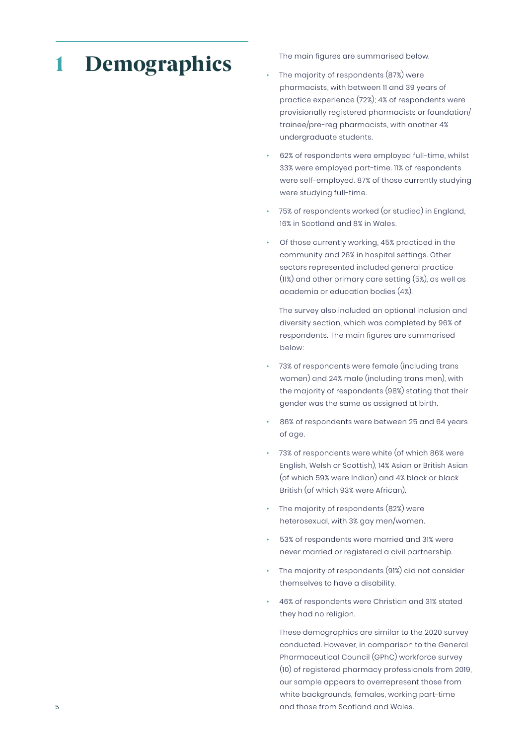# 1 Demographics

The main figures are summarised below.

- The majority of respondents (87%) were pharmacists, with between 11 and 39 years of practice experience (72%); 4% of respondents were provisionally registered pharmacists or foundation/trainee/pre-reg pharmacists, with another 4% undergraduate students.
- 62% of respondents were employed full-time, whilst 33% were employed part-time. 11% of respondents were self-employed. 87% of those currently studying were studying full-time.
- 75% of respondents worked (or studied) in England, 16% in Scotland and 8% in Wales.
- Of those currently working, 45% practiced in the community and 26% in hospital settings. Other sectors represented included general practice (11%) and other primary care setting (5%), as well as academia or education bodies (4%).

The survey also included an optional inclusion and diversity section, which was completed by 96% of respondents. The main figures are summarised below:

- 73% of respondents were female (including trans women) and 24% male (including trans men), with the majority of respondents (98%) stating that their gender was the same as assigned at birth.
- 86% of respondents were between 25 and 64 years of age.
- 73% of respondents were white (of which 86% were English, Welsh or Scottish), 14% Asian or British Asian (of which 59% were Indian) and 4% black or black British (of which 93% were African).
- The majority of respondents (82%) were heterosexual, with 3% gay men/women.
- 53% of respondents were married and 31% were never married or registered a civil partnership.
- The majority of respondents (91%) did not consider themselves to have a disability.
- 46% of respondents were Christian and 31% stated they had no religion.

These demographics are similar to the 2020 survey conducted. However, in comparison to the General Pharmaceutical Council (GPhC) workforce survey (10) of registered pharmacy professionals from 2019, our sample appears to overrepresent those from white backgrounds, females, working part-time and those from Scotland and Wales.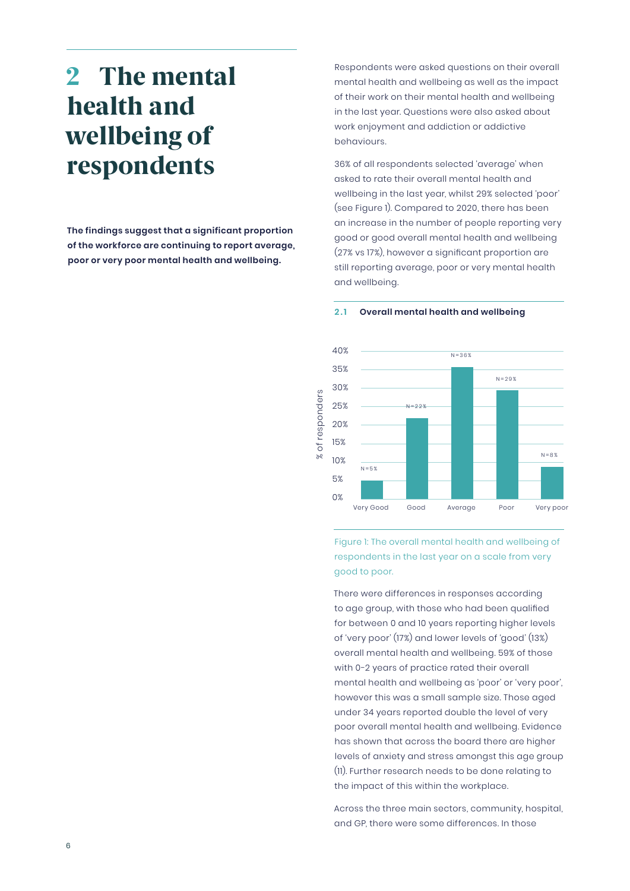# 2 The mental health and wellbeing of respondents

**The findings suggest that a significant proportion of the workforce are continuing to report average, poor or very poor mental health and wellbeing.**

Respondents were asked questions on their overall mental health and wellbeing as well as the impact of their work on their mental health and wellbeing in the last year. Questions were also asked about work enjoyment and addiction or addictive behaviours.

36% of all respondents selected 'average' when asked to rate their overall mental health and wellbeing in the last year, whilst 29% selected 'poor' (see Figure 1). Compared to 2020, there has been an increase in the number of people reporting very good or good overall mental health and wellbeing (27% vs 17%), however a significant proportion are still reporting average, poor or very mental health and wellbeing.

### 2.1 Overall mental health and wellbeing

| Rating | % of responders |
|---|---|
| Very Good | N=5% |
| Good | N=22% |
| Average | N=36% |
| Poor | N=29% |
| Very poor | N=8% |

Figure 1: The overall mental health and wellbeing of respondents in the last year on a scale from very good to poor.

There were differences in responses according to age group, with those who had been qualified for between 0 and 10 years reporting higher levels of 'very poor' (17%) and lower levels of 'good' (13%) overall mental health and wellbeing. 59% of those with 0-2 years of practice rated their overall mental health and wellbeing as 'poor' or 'very poor', however this was a small sample size. Those aged under 34 years reported double the level of very poor overall mental health and wellbeing. Evidence has shown that across the board there are higher levels of anxiety and stress amongst this age group (11). Further research needs to be done relating to the impact of this within the workplace.

Across the three main sectors, community, hospital, and GP, there were some differences. In those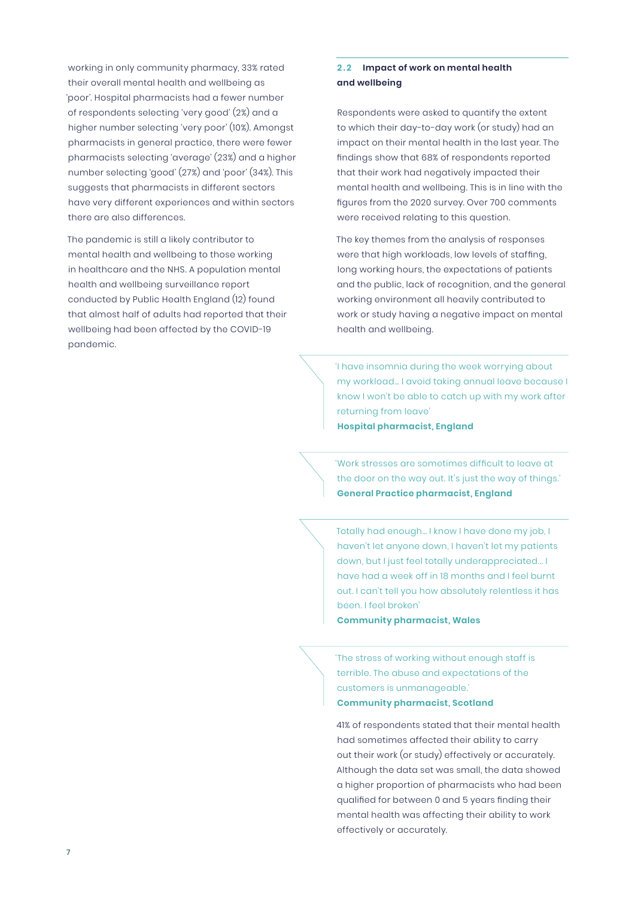working in only community pharmacy, 33% rated their overall mental health and wellbeing as 'poor'. Hospital pharmacists had a fewer number of respondents selecting 'very good' (2%) and a higher number selecting 'very poor' (10%). Amongst pharmacists in general practice, there were fewer pharmacists selecting 'average' (23%) and a higher number selecting 'good' (27%) and 'poor' (34%). This suggests that pharmacists in different sectors have very different experiences and within sectors there are also differences.

The pandemic is still a likely contributor to mental health and wellbeing to those working in healthcare and the NHS. A population mental health and wellbeing surveillance report conducted by Public Health England (12) found that almost half of adults had reported that their wellbeing had been affected by the COVID-19 pandemic.

### 2.2 Impact of work on mental health and wellbeing

Respondents were asked to quantify the extent to which their day-to-day work (or study) had an impact on their mental health in the last year. The findings show that 68% of respondents reported that their work had negatively impacted their mental health and wellbeing. This is in line with the figures from the 2020 survey. Over 700 comments were received relating to this question.

The key themes from the analysis of responses were that high workloads, low levels of staffing, long working hours, the expectations of patients and the public, lack of recognition, and the general working environment all heavily contributed to work or study having a negative impact on mental health and wellbeing.

> 'I have insomnia during the week worrying about my workload... I avoid taking annual leave because I know I won't be able to catch up with my work after returning from leave'
> **Hospital pharmacist, England**

> 'Work stresses are sometimes difficult to leave at the door on the way out. It's just the way of things.'
> **General Practice pharmacist, England**

> Totally had enough... I know I have done my job, I haven't let anyone down, I haven't let my patients down, but I just feel totally underappreciated... I have had a week off in 18 months and I feel burnt out. I can't tell you how absolutely relentless it has been. I feel broken'
> **Community pharmacist, Wales**

> 'The stress of working without enough staff is terrible. The abuse and expectations of the customers is unmanageable.'
> **Community pharmacist, Scotland**

41% of respondents stated that their mental health had sometimes affected their ability to carry out their work (or study) effectively or accurately. Although the data set was small, the data showed a higher proportion of pharmacists who had been qualified for between 0 and 5 years finding their mental health was affecting their ability to work effectively or accurately.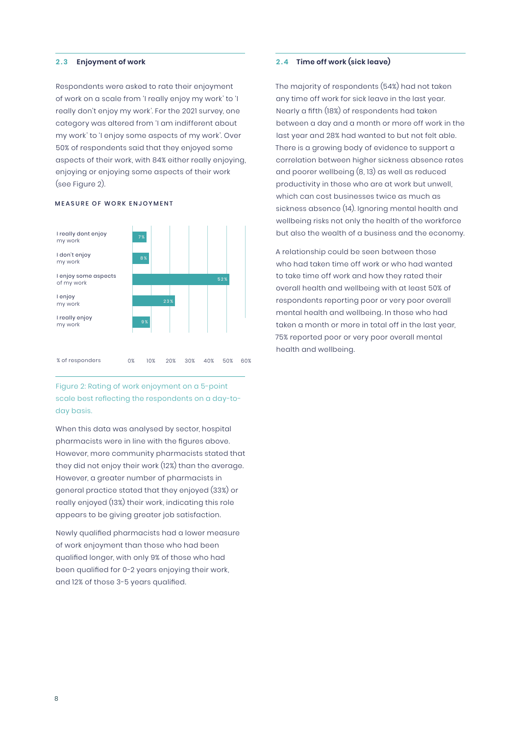## 2.3 Enjoyment of work

Respondents were asked to rate their enjoyment of work on a scale from 'I really enjoy my work' to 'I really don't enjoy my work'. For the 2021 survey, one category was altered from 'I am indifferent about my work' to 'I enjoy some aspects of my work'. Over 50% of respondents said that they enjoyed some aspects of their work, with 84% either really enjoying, enjoying or enjoying some aspects of their work (see Figure 2).

**MEASURE OF WORK ENJOYMENT**

| Response | % of responders |
| --- | --- |
| I really dont enjoy my work | 7% |
| I don't enjoy my work | 8% |
| I enjoy some aspects of my work | 52% |
| I enjoy my work | 23% |
| I really enjoy my work | 9% |

Figure 2: Rating of work enjoyment on a 5-point scale best reflecting the respondents on a day-to-day basis.

When this data was analysed by sector, hospital pharmacists were in line with the figures above. However, more community pharmacists stated that they did not enjoy their work (12%) than the average. However, a greater number of pharmacists in general practice stated that they enjoyed (33%) or really enjoyed (13%) their work, indicating this role appears to be giving greater job satisfaction.

Newly qualified pharmacists had a lower measure of work enjoyment than those who had been qualified longer, with only 9% of those who had been qualified for 0-2 years enjoying their work, and 12% of those 3-5 years qualified.

## 2.4 Time off work (sick leave)

The majority of respondents (54%) had not taken any time off work for sick leave in the last year. Nearly a fifth (18%) of respondents had taken between a day and a month or more off work in the last year and 28% had wanted to but not felt able. There is a growing body of evidence to support a correlation between higher sickness absence rates and poorer wellbeing (8, 13) as well as reduced productivity in those who are at work but unwell, which can cost businesses twice as much as sickness absence (14). Ignoring mental health and wellbeing risks not only the health of the workforce but also the wealth of a business and the economy.

A relationship could be seen between those who had taken time off work or who had wanted to take time off work and how they rated their overall health and wellbeing with at least 50% of respondents reporting poor or very poor overall mental health and wellbeing. In those who had taken a month or more in total off in the last year, 75% reported poor or very poor overall mental health and wellbeing.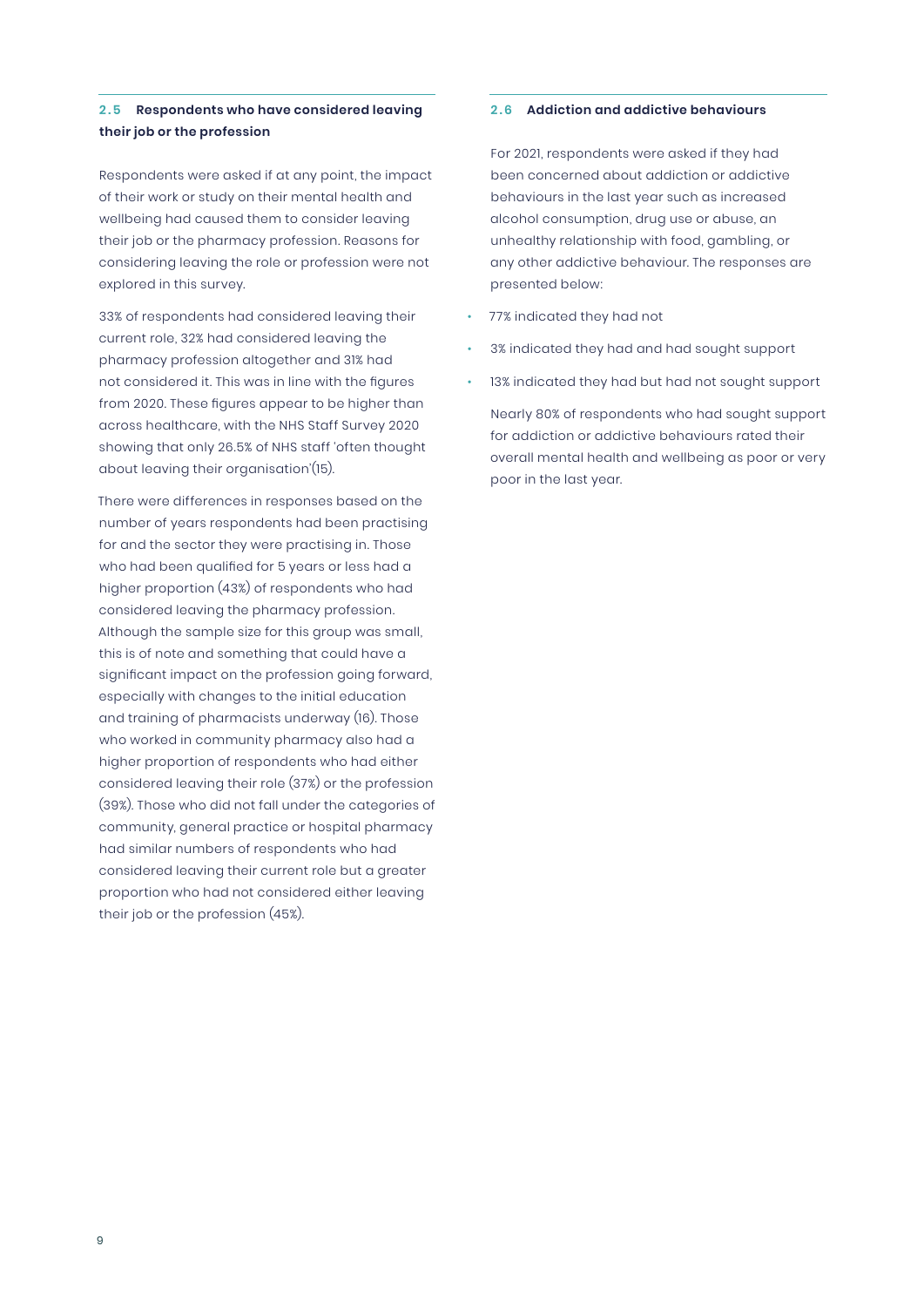## 2.5 Respondents who have considered leaving their job or the profession

Respondents were asked if at any point, the impact of their work or study on their mental health and wellbeing had caused them to consider leaving their job or the pharmacy profession. Reasons for considering leaving the role or profession were not explored in this survey.

33% of respondents had considered leaving their current role, 32% had considered leaving the pharmacy profession altogether and 31% had not considered it. This was in line with the figures from 2020. These figures appear to be higher than across healthcare, with the NHS Staff Survey 2020 showing that only 26.5% of NHS staff 'often thought about leaving their organisation'(15).

There were differences in responses based on the number of years respondents had been practising for and the sector they were practising in. Those who had been qualified for 5 years or less had a higher proportion (43%) of respondents who had considered leaving the pharmacy profession. Although the sample size for this group was small, this is of note and something that could have a significant impact on the profession going forward, especially with changes to the initial education and training of pharmacists underway (16). Those who worked in community pharmacy also had a higher proportion of respondents who had either considered leaving their role (37%) or the profession (39%). Those who did not fall under the categories of community, general practice or hospital pharmacy had similar numbers of respondents who had considered leaving their current role but a greater proportion who had not considered either leaving their job or the profession (45%).

## 2.6 Addiction and addictive behaviours

For 2021, respondents were asked if they had been concerned about addiction or addictive behaviours in the last year such as increased alcohol consumption, drug use or abuse, an unhealthy relationship with food, gambling, or any other addictive behaviour. The responses are presented below:

- 77% indicated they had not
- 3% indicated they had and had sought support
- 13% indicated they had but had not sought support

Nearly 80% of respondents who had sought support for addiction or addictive behaviours rated their overall mental health and wellbeing as poor or very poor in the last year.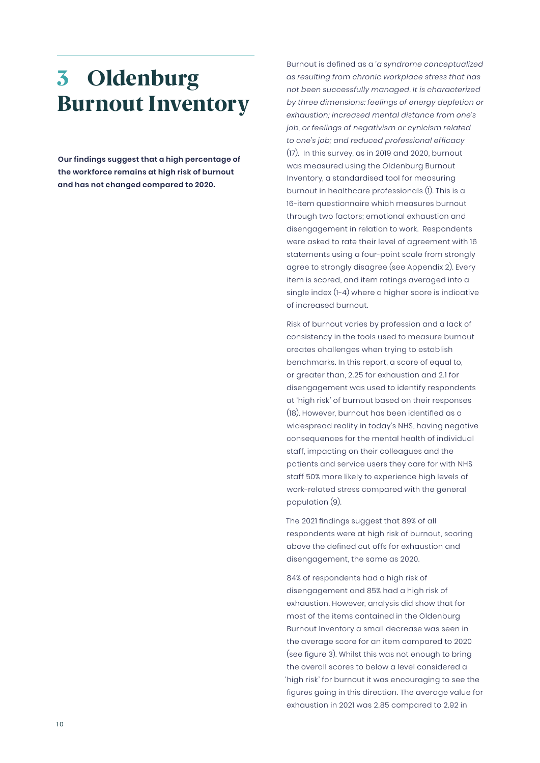# 3 Oldenburg Burnout Inventory

**Our findings suggest that a high percentage of the workforce remains at high risk of burnout and has not changed compared to 2020.**

Burnout is defined as a '*a syndrome conceptualized as resulting from chronic workplace stress that has not been successfully managed. It is characterized by three dimensions: feelings of energy depletion or exhaustion; increased mental distance from one's job, or feelings of negativism or cynicism related to one's job; and reduced professional efficacy* (17). In this survey, as in 2019 and 2020, burnout was measured using the Oldenburg Burnout Inventory, a standardised tool for measuring burnout in healthcare professionals (1). This is a 16-item questionnaire which measures burnout through two factors; emotional exhaustion and disengagement in relation to work. Respondents were asked to rate their level of agreement with 16 statements using a four-point scale from strongly agree to strongly disagree (see Appendix 2). Every item is scored, and item ratings averaged into a single index (1-4) where a higher score is indicative of increased burnout.

Risk of burnout varies by profession and a lack of consistency in the tools used to measure burnout creates challenges when trying to establish benchmarks. In this report, a score of equal to, or greater than, 2.25 for exhaustion and 2.1 for disengagement was used to identify respondents at 'high risk' of burnout based on their responses (18). However, burnout has been identified as a widespread reality in today's NHS, having negative consequences for the mental health of individual staff, impacting on their colleagues and the patients and service users they care for with NHS staff 50% more likely to experience high levels of work-related stress compared with the general population (9).

The 2021 findings suggest that 89% of all respondents were at high risk of burnout, scoring above the defined cut offs for exhaustion and disengagement, the same as 2020.

84% of respondents had a high risk of disengagement and 85% had a high risk of exhaustion. However, analysis did show that for most of the items contained in the Oldenburg Burnout Inventory a small decrease was seen in the average score for an item compared to 2020 (see figure 3). Whilst this was not enough to bring the overall scores to below a level considered a 'high risk' for burnout it was encouraging to see the figures going in this direction. The average value for exhaustion in 2021 was 2.85 compared to 2.92 in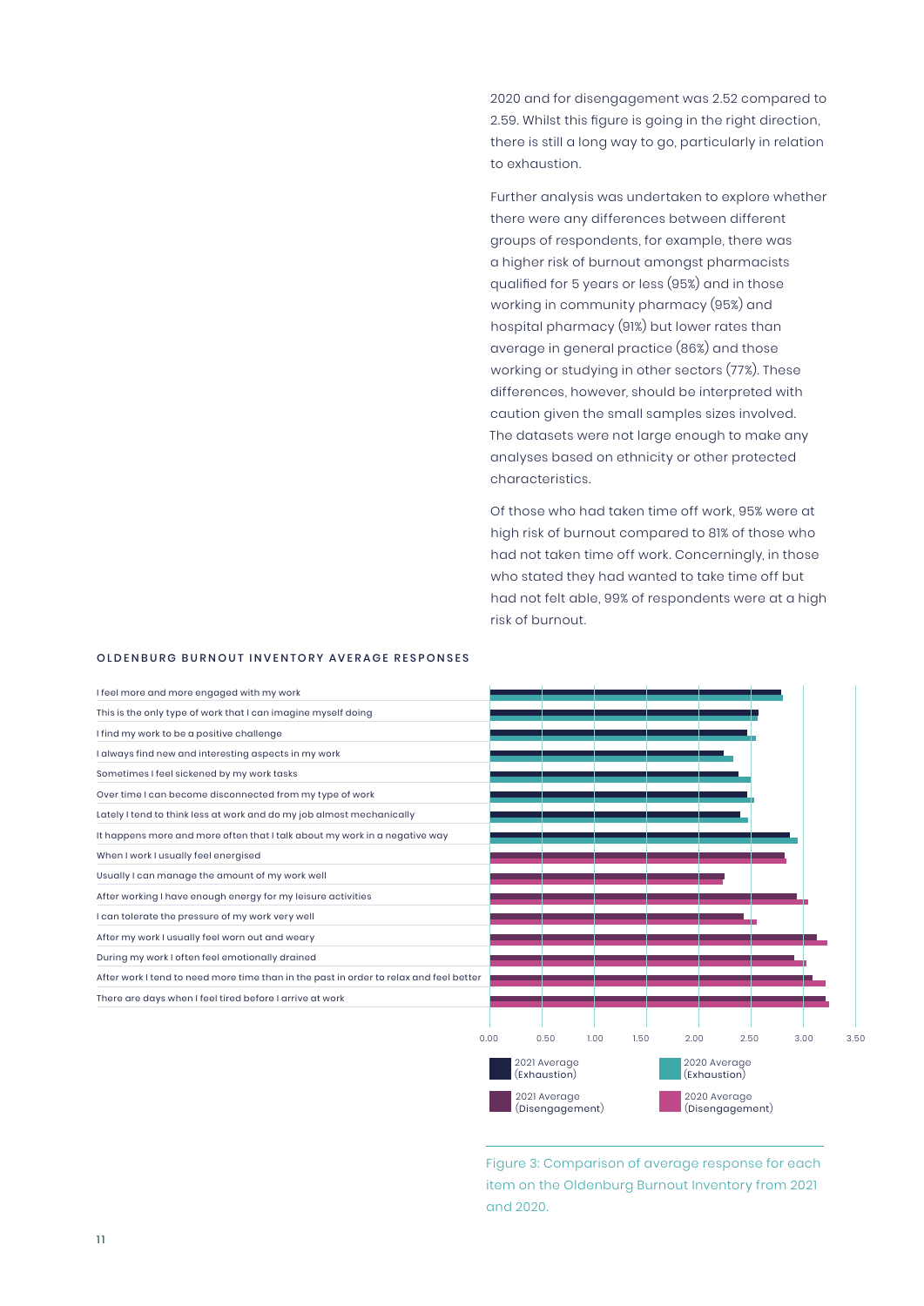2020 and for disengagement was 2.52 compared to 2.59. Whilst this figure is going in the right direction, there is still a long way to go, particularly in relation to exhaustion.

Further analysis was undertaken to explore whether there were any differences between different groups of respondents, for example, there was a higher risk of burnout amongst pharmacists qualified for 5 years or less (95%) and in those working in community pharmacy (95%) and hospital pharmacy (91%) but lower rates than average in general practice (86%) and those working or studying in other sectors (77%). These differences, however, should be interpreted with caution given the small samples sizes involved. The datasets were not large enough to make any analyses based on ethnicity or other protected characteristics.

Of those who had taken time off work, 95% were at high risk of burnout compared to 81% of those who had not taken time off work. Concerningly, in those who stated they had wanted to take time off but had not felt able, 99% of respondents were at a high risk of burnout.

**OLDENBURG BURNOUT INVENTORY AVERAGE RESPONSES**

I feel more and more engaged with my work
This is the only type of work that I can imagine myself doing
I find my work to be a positive challenge
I always find new and interesting aspects in my work
Sometimes I feel sickened by my work tasks
Over time I can become disconnected from my type of work
Lately I tend to think less at work and do my job almost mechanically
It happens more and more often that I talk about my work in a negative way
When I work I usually feel energised
Usually I can manage the amount of my work well
After working I have enough energy for my leisure activities
I can tolerate the pressure of my work very well
After my work I usually feel worn out and weary
During my work I often feel emotionally drained
After work I tend to need more time than in the past in order to relax and feel better
There are days when I feel tired before I arrive at work

0.00 0.50 1.00 1.50 2.00 2.50 3.00 3.50

2021 Average (Exhaustion) | 2020 Average (Exhaustion) | 2021 Average (Disengagement) | 2020 Average (Disengagement)

Figure 3: Comparison of average response for each item on the Oldenburg Burnout Inventory from 2021 and 2020.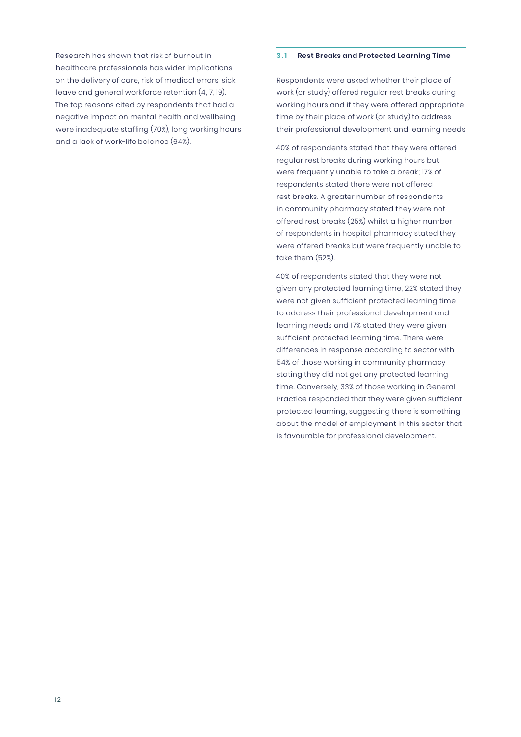Research has shown that risk of burnout in healthcare professionals has wider implications on the delivery of care, risk of medical errors, sick leave and general workforce retention (4, 7, 19). The top reasons cited by respondents that had a negative impact on mental health and wellbeing were inadequate staffing (70%), long working hours and a lack of work-life balance (64%).

### 3.1 Rest Breaks and Protected Learning Time

Respondents were asked whether their place of work (or study) offered regular rest breaks during working hours and if they were offered appropriate time by their place of work (or study) to address their professional development and learning needs.

40% of respondents stated that they were offered regular rest breaks during working hours but were frequently unable to take a break; 17% of respondents stated there were not offered rest breaks. A greater number of respondents in community pharmacy stated they were not offered rest breaks (25%) whilst a higher number of respondents in hospital pharmacy stated they were offered breaks but were frequently unable to take them (52%).

40% of respondents stated that they were not given any protected learning time, 22% stated they were not given sufficient protected learning time to address their professional development and learning needs and 17% stated they were given sufficient protected learning time. There were differences in response according to sector with 54% of those working in community pharmacy stating they did not get any protected learning time. Conversely, 33% of those working in General Practice responded that they were given sufficient protected learning, suggesting there is something about the model of employment in this sector that is favourable for professional development.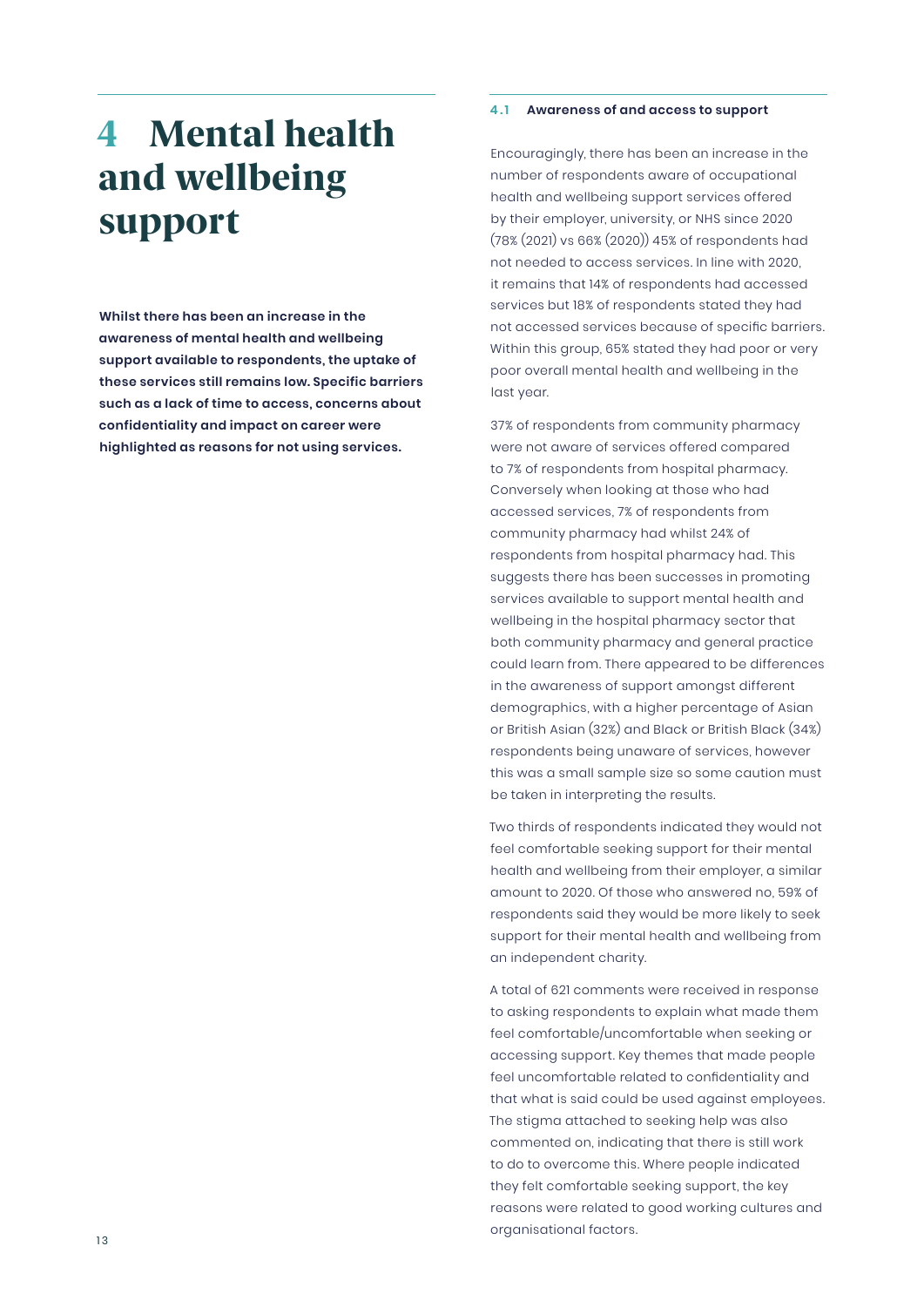# 4 Mental health and wellbeing support

**Whilst there has been an increase in the awareness of mental health and wellbeing support available to respondents, the uptake of these services still remains low. Specific barriers such as a lack of time to access, concerns about confidentiality and impact on career were highlighted as reasons for not using services.**

### 4.1 Awareness of and access to support

Encouragingly, there has been an increase in the number of respondents aware of occupational health and wellbeing support services offered by their employer, university, or NHS since 2020 (78% (2021) vs 66% (2020)) 45% of respondents had not needed to access services. In line with 2020, it remains that 14% of respondents had accessed services but 18% of respondents stated they had not accessed services because of specific barriers. Within this group, 65% stated they had poor or very poor overall mental health and wellbeing in the last year.

37% of respondents from community pharmacy were not aware of services offered compared to 7% of respondents from hospital pharmacy. Conversely when looking at those who had accessed services, 7% of respondents from community pharmacy had whilst 24% of respondents from hospital pharmacy had. This suggests there has been successes in promoting services available to support mental health and wellbeing in the hospital pharmacy sector that both community pharmacy and general practice could learn from. There appeared to be differences in the awareness of support amongst different demographics, with a higher percentage of Asian or British Asian (32%) and Black or British Black (34%) respondents being unaware of services, however this was a small sample size so some caution must be taken in interpreting the results.

Two thirds of respondents indicated they would not feel comfortable seeking support for their mental health and wellbeing from their employer, a similar amount to 2020. Of those who answered no, 59% of respondents said they would be more likely to seek support for their mental health and wellbeing from an independent charity.

A total of 621 comments were received in response to asking respondents to explain what made them feel comfortable/uncomfortable when seeking or accessing support. Key themes that made people feel uncomfortable related to confidentiality and that what is said could be used against employees. The stigma attached to seeking help was also commented on, indicating that there is still work to do to overcome this. Where people indicated they felt comfortable seeking support, the key reasons were related to good working cultures and organisational factors.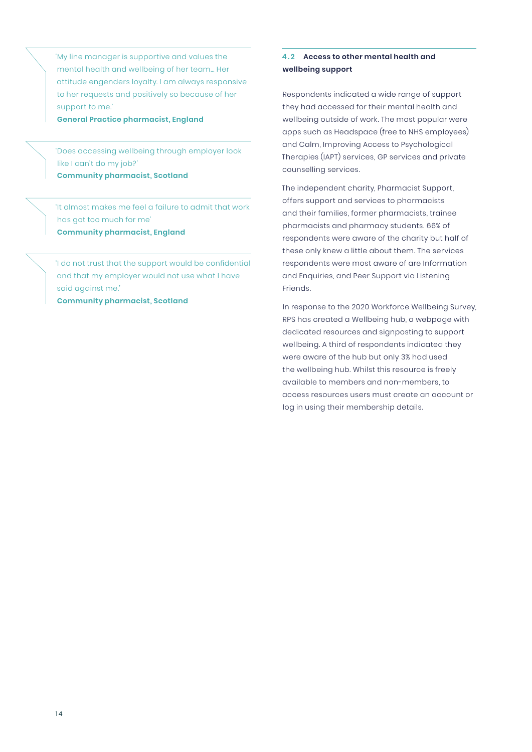> 'My line manager is supportive and values the mental health and wellbeing of her team… Her attitude engenders loyalty. I am always responsive to her requests and positively so because of her support to me.'
>
> **General Practice pharmacist, England**

> 'Does accessing wellbeing through employer look like I can't do my job?'
>
> **Community pharmacist, Scotland**

> 'It almost makes me feel a failure to admit that work has got too much for me'
>
> **Community pharmacist, England**

> 'I do not trust that the support would be confidential and that my employer would not use what I have said against me.'
>
> **Community pharmacist, Scotland**

### 4.2 Access to other mental health and wellbeing support

Respondents indicated a wide range of support they had accessed for their mental health and wellbeing outside of work. The most popular were apps such as Headspace (free to NHS employees) and Calm, Improving Access to Psychological Therapies (IAPT) services, GP services and private counselling services.

The independent charity, Pharmacist Support, offers support and services to pharmacists and their families, former pharmacists, trainee pharmacists and pharmacy students. 66% of respondents were aware of the charity but half of these only knew a little about them. The services respondents were most aware of are Information and Enquiries, and Peer Support via Listening Friends.

In response to the 2020 Workforce Wellbeing Survey, RPS has created a Wellbeing hub, a webpage with dedicated resources and signposting to support wellbeing. A third of respondents indicated they were aware of the hub but only 3% had used the wellbeing hub. Whilst this resource is freely available to members and non-members, to access resources users must create an account or log in using their membership details.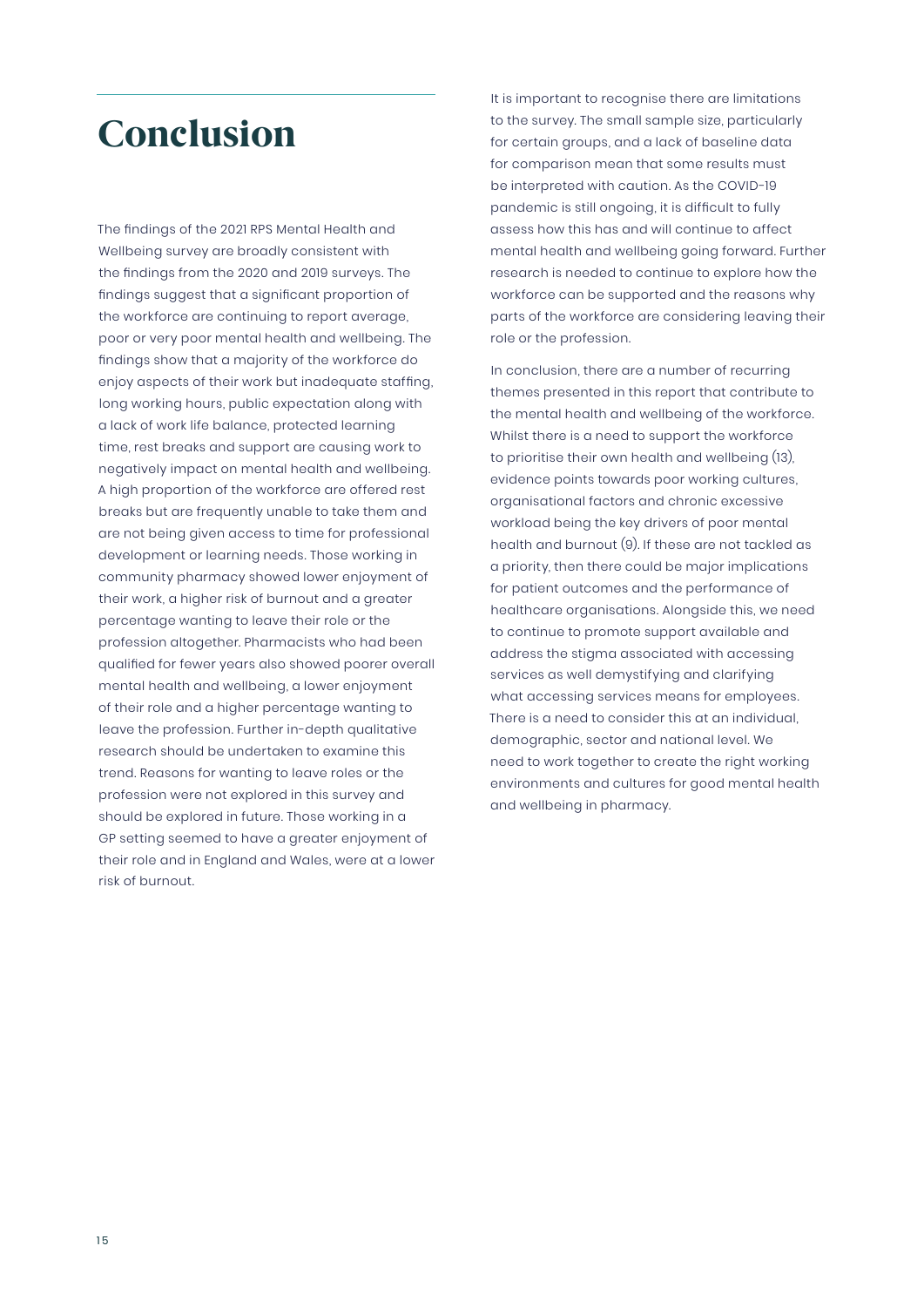# Conclusion

The findings of the 2021 RPS Mental Health and Wellbeing survey are broadly consistent with the findings from the 2020 and 2019 surveys. The findings suggest that a significant proportion of the workforce are continuing to report average, poor or very poor mental health and wellbeing. The findings show that a majority of the workforce do enjoy aspects of their work but inadequate staffing, long working hours, public expectation along with a lack of work life balance, protected learning time, rest breaks and support are causing work to negatively impact on mental health and wellbeing. A high proportion of the workforce are offered rest breaks but are frequently unable to take them and are not being given access to time for professional development or learning needs. Those working in community pharmacy showed lower enjoyment of their work, a higher risk of burnout and a greater percentage wanting to leave their role or the profession altogether. Pharmacists who had been qualified for fewer years also showed poorer overall mental health and wellbeing, a lower enjoyment of their role and a higher percentage wanting to leave the profession. Further in-depth qualitative research should be undertaken to examine this trend. Reasons for wanting to leave roles or the profession were not explored in this survey and should be explored in future. Those working in a GP setting seemed to have a greater enjoyment of their role and in England and Wales, were at a lower risk of burnout.

It is important to recognise there are limitations to the survey. The small sample size, particularly for certain groups, and a lack of baseline data for comparison mean that some results must be interpreted with caution. As the COVID-19 pandemic is still ongoing, it is difficult to fully assess how this has and will continue to affect mental health and wellbeing going forward. Further research is needed to continue to explore how the workforce can be supported and the reasons why parts of the workforce are considering leaving their role or the profession.

In conclusion, there are a number of recurring themes presented in this report that contribute to the mental health and wellbeing of the workforce. Whilst there is a need to support the workforce to prioritise their own health and wellbeing (13), evidence points towards poor working cultures, organisational factors and chronic excessive workload being the key drivers of poor mental health and burnout (9). If these are not tackled as a priority, then there could be major implications for patient outcomes and the performance of healthcare organisations. Alongside this, we need to continue to promote support available and address the stigma associated with accessing services as well demystifying and clarifying what accessing services means for employees. There is a need to consider this at an individual, demographic, sector and national level. We need to work together to create the right working environments and cultures for good mental health and wellbeing in pharmacy.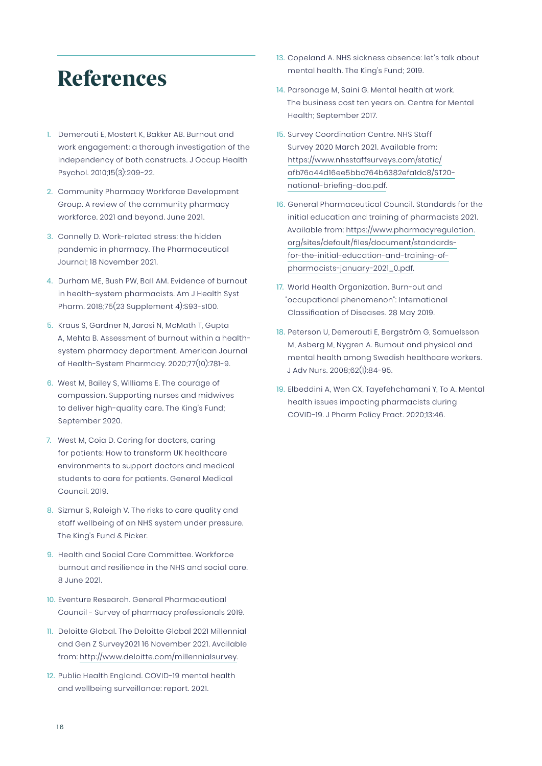# References

1. Demerouti E, Mostert K, Bakker AB. Burnout and work engagement: a thorough investigation of the independency of both constructs. J Occup Health Psychol. 2010;15(3):209-22.
2. Community Pharmacy Workforce Development Group. A review of the community pharmacy workforce. 2021 and beyond. June 2021.
3. Connelly D. Work-related stress: the hidden pandemic in pharmacy. The Pharmaceutical Journal; 18 November 2021.
4. Durham ME, Bush PW, Ball AM. Evidence of burnout in health-system pharmacists. Am J Health Syst Pharm. 2018;75(23 Supplement 4):S93-s100.
5. Kraus S, Gardner N, Jarosi N, McMath T, Gupta A, Mehta B. Assessment of burnout within a health-system pharmacy department. American Journal of Health-System Pharmacy. 2020;77(10):781-9.
6. West M, Bailey S, Williams E. The courage of compassion. Supporting nurses and midwives to deliver high-quality care. The King's Fund; September 2020.
7. West M, Coia D. Caring for doctors, caring for patients: How to transform UK healthcare environments to support doctors and medical students to care for patients. General Medical Council. 2019.
8. Sizmur S, Raleigh V. The risks to care quality and staff wellbeing of an NHS system under pressure. The King's Fund & Picker.
9. Health and Social Care Committee. Workforce burnout and resilience in the NHS and social care. 8 June 2021.
10. Eventure Research. General Pharmaceutical Council - Survey of pharmacy professionals 2019.
11. Deloitte Global. The Deloitte Global 2021 Millennial and Gen Z Survey2021 16 November 2021. Available from: http://www.deloitte.com/millennialsurvey.
12. Public Health England. COVID-19 mental health and wellbeing surveillance: report. 2021.
13. Copeland A. NHS sickness absence: let's talk about mental health. The King's Fund; 2019.
14. Parsonage M, Saini G. Mental health at work. The business cost ten years on. Centre for Mental Health; September 2017.
15. Survey Coordination Centre. NHS Staff Survey 2020 March 2021. Available from: https://www.nhsstaffsurveys.com/static/afb76a44d16ee5bbc764b6382efa1dc8/ST20-national-briefing-doc.pdf.
16. General Pharmaceutical Council. Standards for the initial education and training of pharmacists 2021. Available from: https://www.pharmacyregulation.org/sites/default/files/document/standards-for-the-initial-education-and-training-of-pharmacists-january-2021_0.pdf.
17. World Health Organization. Burn-out and "occupational phenomenon": International Classification of Diseases. 28 May 2019.
18. Peterson U, Demerouti E, Bergström G, Samuelsson M, Asberg M, Nygren A. Burnout and physical and mental health among Swedish healthcare workers. J Adv Nurs. 2008;62(1):84-95.
19. Elbeddini A, Wen CX, Tayefehchamani Y, To A. Mental health issues impacting pharmacists during COVID-19. J Pharm Policy Pract. 2020;13:46.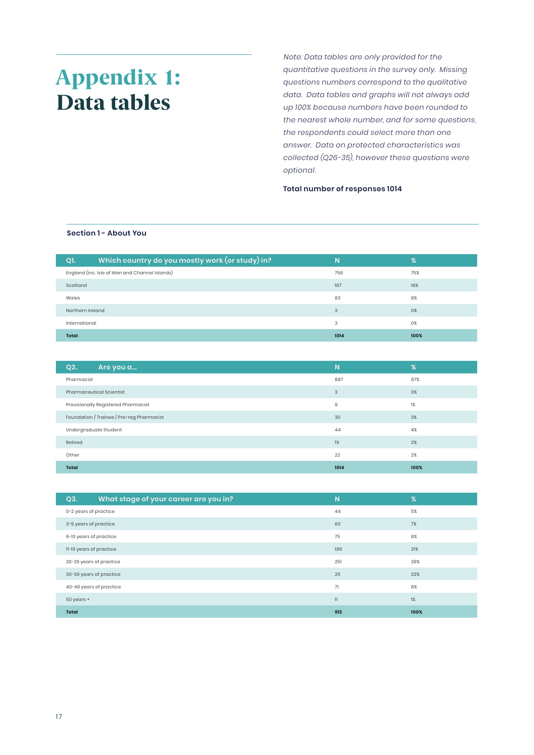# Appendix 1: Data tables

*Note: Data tables are only provided for the quantitative questions in the survey only. Missing questions numbers correspond to the qualitative data. Data tables and graphs will not always add up 100% because numbers have been rounded to the nearest whole number, and for some questions, the respondents could select more than one answer. Data on protected characteristics was collected (Q26-35), however these questions were optional.*

**Total number of responses 1014**

## Section 1 - About You

| Q1. Which country do you mostly work (or study) in? | N | % |
|---|---|---|
| England (inc. Isle of Man and Channel Islands) | 758 | 75% |
| Scotland | 167 | 16% |
| Wales | 83 | 8% |
| Northern Ireland | 3 | 0% |
| International | 3 | 0% |
| **Total** | **1014** | **100%** |

| Q2. Are you a... | N | % |
|---|---|---|
| Pharmacist | 887 | 87% |
| Pharmaceutical Scientist | 3 | 0% |
| Provisionally Registered Pharmacist | 9 | 1% |
| Foundation / Trainee / Pre-reg Pharmacist | 30 | 3% |
| Undergraduate Student | 44 | 4% |
| Retired | 19 | 2% |
| Other | 22 | 2% |
| **Total** | **1014** | **100%** |

| Q3. What stage of your career are you in? | N | % |
|---|---|---|
| 0-2 years of practice | 44 | 5% |
| 3-5 years of practice | 60 | 7% |
| 6-10 years of practice | 75 | 8% |
| 11-19 years of practice | 189 | 21% |
| 20-29 years of practice | 251 | 28% |
| 30-39 years of practice | 211 | 23% |
| 40-49 years of practice | 71 | 8% |
| 50 years + | 11 | 1% |
| **Total** | **912** | **100%** |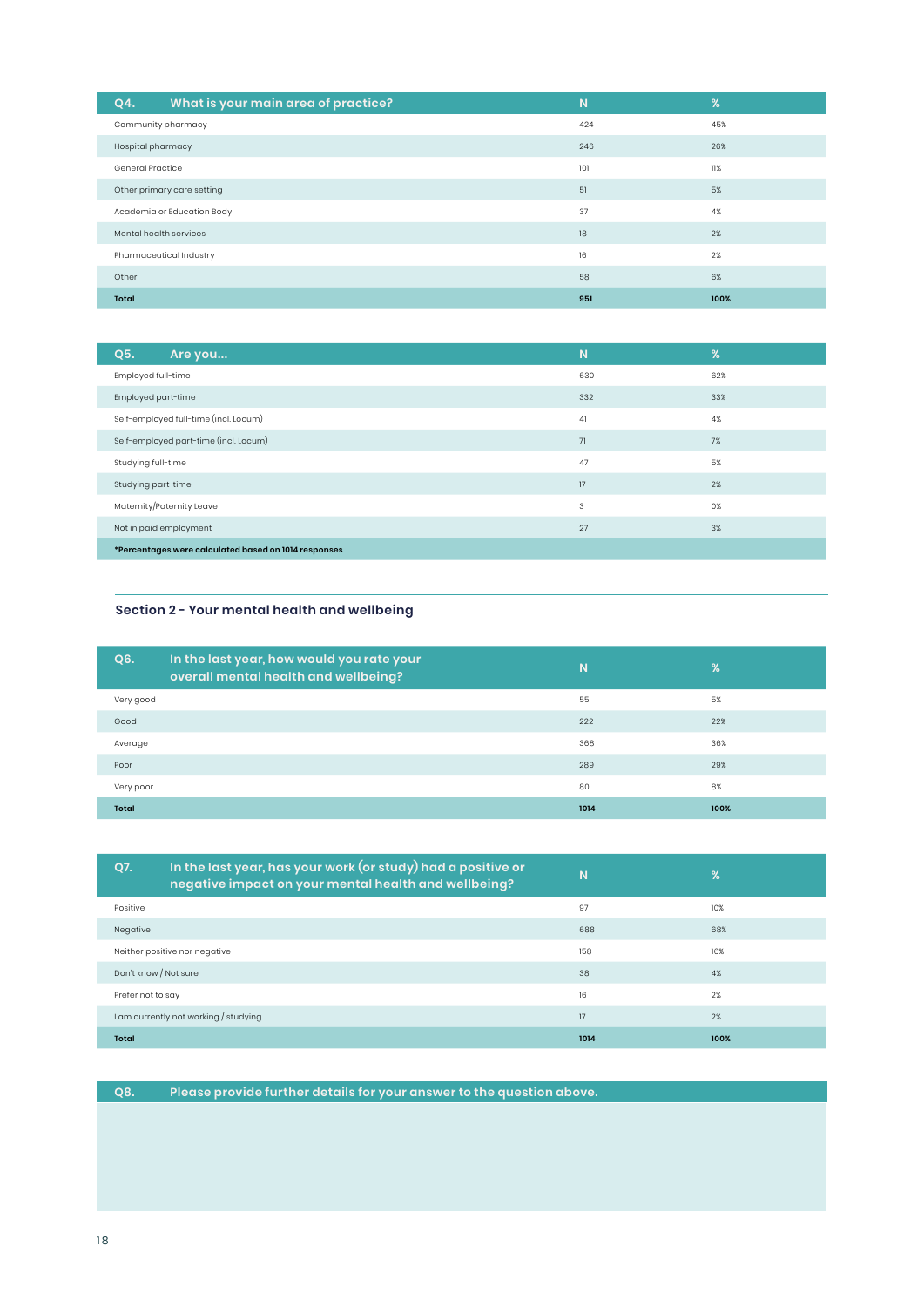| Q4. What is your main area of practice? | N | % |
|---|---|---|
| Community pharmacy | 424 | 45% |
| Hospital pharmacy | 246 | 26% |
| General Practice | 101 | 11% |
| Other primary care setting | 51 | 5% |
| Academia or Education Body | 37 | 4% |
| Mental health services | 18 | 2% |
| Pharmaceutical Industry | 16 | 2% |
| Other | 58 | 6% |
| **Total** | **951** | **100%** |

| Q5. Are you... | N | % |
|---|---|---|
| Employed full-time | 630 | 62% |
| Employed part-time | 332 | 33% |
| Self-employed full-time (incl. Locum) | 41 | 4% |
| Self-employed part-time (incl. Locum) | 71 | 7% |
| Studying full-time | 47 | 5% |
| Studying part-time | 17 | 2% |
| Maternity/Paternity Leave | 3 | 0% |
| Not in paid employment | 27 | 3% |
| ***Percentages were calculated based on 1014 responses** | | |

## Section 2 - Your mental health and wellbeing

| Q6. In the last year, how would you rate your overall mental health and wellbeing? | N | % |
|---|---|---|
| Very good | 55 | 5% |
| Good | 222 | 22% |
| Average | 368 | 36% |
| Poor | 289 | 29% |
| Very poor | 80 | 8% |
| **Total** | **1014** | **100%** |

| Q7. In the last year, has your work (or study) had a positive or negative impact on your mental health and wellbeing? | N | % |
|---|---|---|
| Positive | 97 | 10% |
| Negative | 688 | 68% |
| Neither positive nor negative | 158 | 16% |
| Don't know / Not sure | 38 | 4% |
| Prefer not to say | 16 | 2% |
| I am currently not working / studying | 17 | 2% |
| **Total** | **1014** | **100%** |

| Q8. Please provide further details for your answer to the question above. |
|---|
| |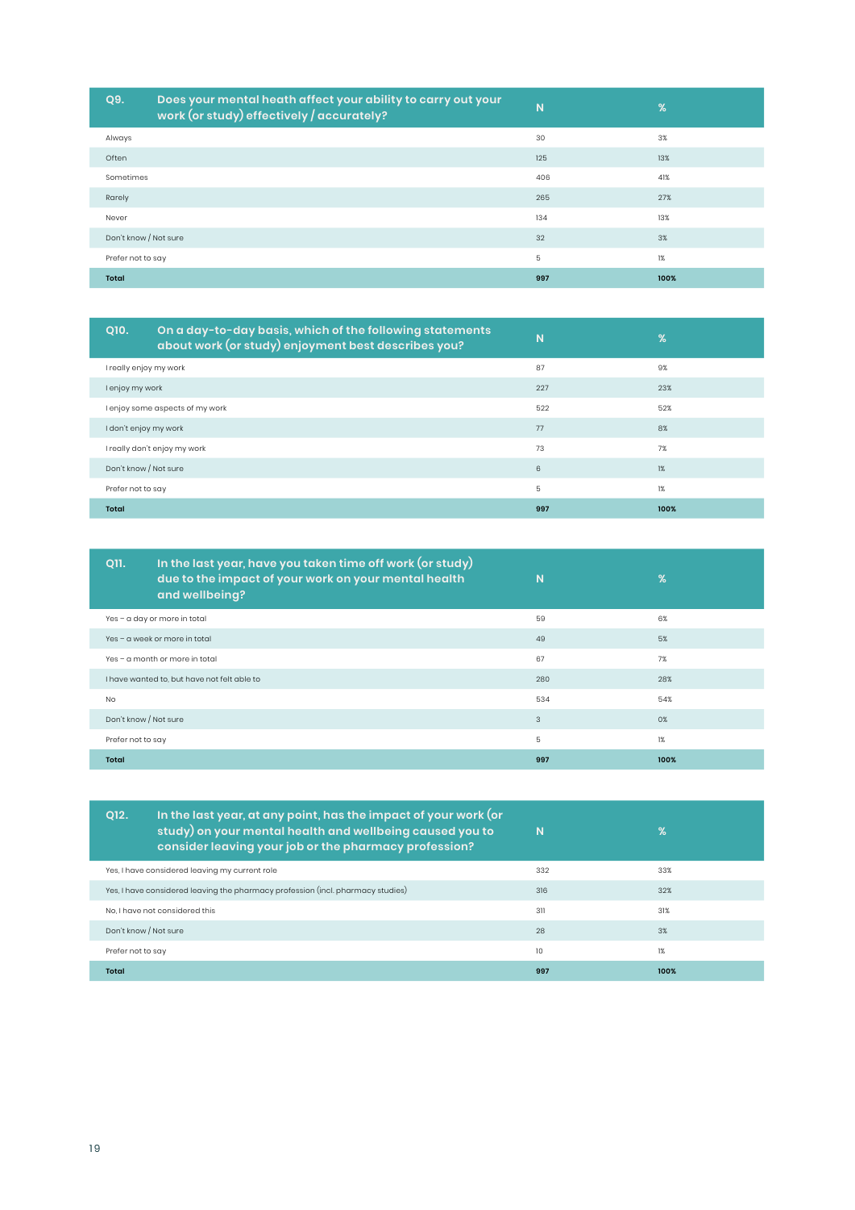| Q9. | Does your mental heath affect your ability to carry out your work (or study) effectively / accurately? | N | % |
|---|---|---|---|
| Always | | 30 | 3% |
| Often | | 125 | 13% |
| Sometimes | | 406 | 41% |
| Rarely | | 265 | 27% |
| Never | | 134 | 13% |
| Don't know / Not sure | | 32 | 3% |
| Prefer not to say | | 5 | 1% |
| **Total** | | **997** | **100%** |

| Q10. | On a day-to-day basis, which of the following statements about work (or study) enjoyment best describes you? | N | % |
|---|---|---|---|
| I really enjoy my work | | 87 | 9% |
| I enjoy my work | | 227 | 23% |
| I enjoy some aspects of my work | | 522 | 52% |
| I don't enjoy my work | | 77 | 8% |
| I really don't enjoy my work | | 73 | 7% |
| Don't know / Not sure | | 6 | 1% |
| Prefer not to say | | 5 | 1% |
| **Total** | | **997** | **100%** |

| Q11. | In the last year, have you taken time off work (or study) due to the impact of your work on your mental health and wellbeing? | N | % |
|---|---|---|---|
| Yes – a day or more in total | | 59 | 6% |
| Yes – a week or more in total | | 49 | 5% |
| Yes – a month or more in total | | 67 | 7% |
| I have wanted to, but have not felt able to | | 280 | 28% |
| No | | 534 | 54% |
| Don't know / Not sure | | 3 | 0% |
| Prefer not to say | | 5 | 1% |
| **Total** | | **997** | **100%** |

| Q12. | In the last year, at any point, has the impact of your work (or study) on your mental health and wellbeing caused you to consider leaving your job or the pharmacy profession? | N | % |
|---|---|---|---|
| Yes, I have considered leaving my current role | | 332 | 33% |
| Yes, I have considered leaving the pharmacy profession (incl. pharmacy studies) | | 316 | 32% |
| No, I have not considered this | | 311 | 31% |
| Don't know / Not sure | | 28 | 3% |
| Prefer not to say | | 10 | 1% |
| **Total** | | **997** | **100%** |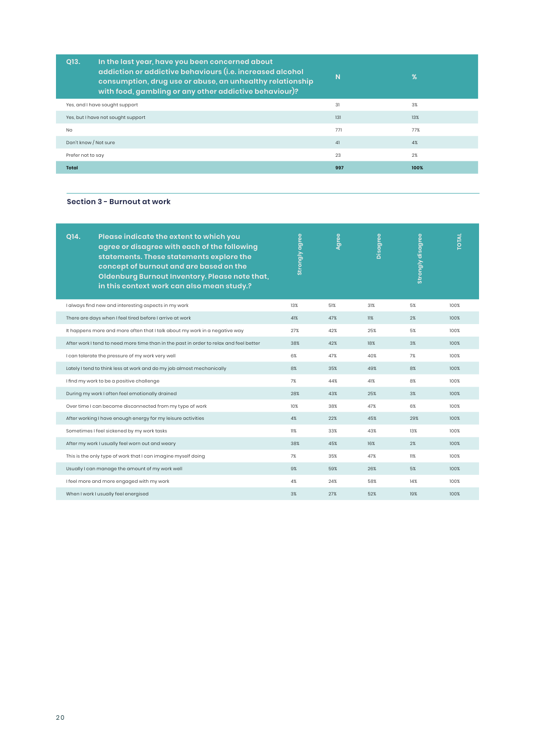| Q13. In the last year, have you been concerned about addiction or addictive behaviours (i.e. increased alcohol consumption, drug use or abuse, an unhealthy relationship with food, gambling or any other addictive behaviour)? | N | % |
|---|---|---|
| Yes, and I have sought support | 31 | 3% |
| Yes, but I have not sought support | 131 | 13% |
| No | 771 | 77% |
| Don't know / Not sure | 41 | 4% |
| Prefer not to say | 23 | 2% |
| **Total** | **997** | **100%** |

## Section 3 - Burnout at work

| Q14. Please indicate the extent to which you agree or disagree with each of the following statements. These statements explore the concept of burnout and are based on the Oldenburg Burnout Inventory. Please note that, in this context work can also mean study.? | Strongly agree | Agree | Disagree | Strongly disagree | TOTAL |
|---|---|---|---|---|---|
| I always find new and interesting aspects in my work | 13% | 51% | 31% | 5% | 100% |
| There are days when I feel tired before I arrive at work | 41% | 47% | 11% | 2% | 100% |
| It happens more and more often that I talk about my work in a negative way | 27% | 42% | 25% | 5% | 100% |
| After work I tend to need more time than in the past in order to relax and feel better | 38% | 42% | 18% | 3% | 100% |
| I can tolerate the pressure of my work very well | 6% | 47% | 40% | 7% | 100% |
| Lately I tend to think less at work and do my job almost mechanically | 8% | 35% | 49% | 8% | 100% |
| I find my work to be a positive challenge | 7% | 44% | 41% | 8% | 100% |
| During my work I often feel emotionally drained | 28% | 43% | 25% | 3% | 100% |
| Over time I can become disconnected from my type of work | 10% | 38% | 47% | 6% | 100% |
| After working I have enough energy for my leisure activities | 4% | 22% | 45% | 29% | 100% |
| Sometimes I feel sickened by my work tasks | 11% | 33% | 43% | 13% | 100% |
| After my work I usually feel worn out and weary | 38% | 45% | 16% | 2% | 100% |
| This is the only type of work that I can imagine myself doing | 7% | 35% | 47% | 11% | 100% |
| Usually I can manage the amount of my work well | 9% | 59% | 26% | 5% | 100% |
| I feel more and more engaged with my work | 4% | 24% | 58% | 14% | 100% |
| When I work I usually feel energised | 3% | 27% | 52% | 19% | 100% |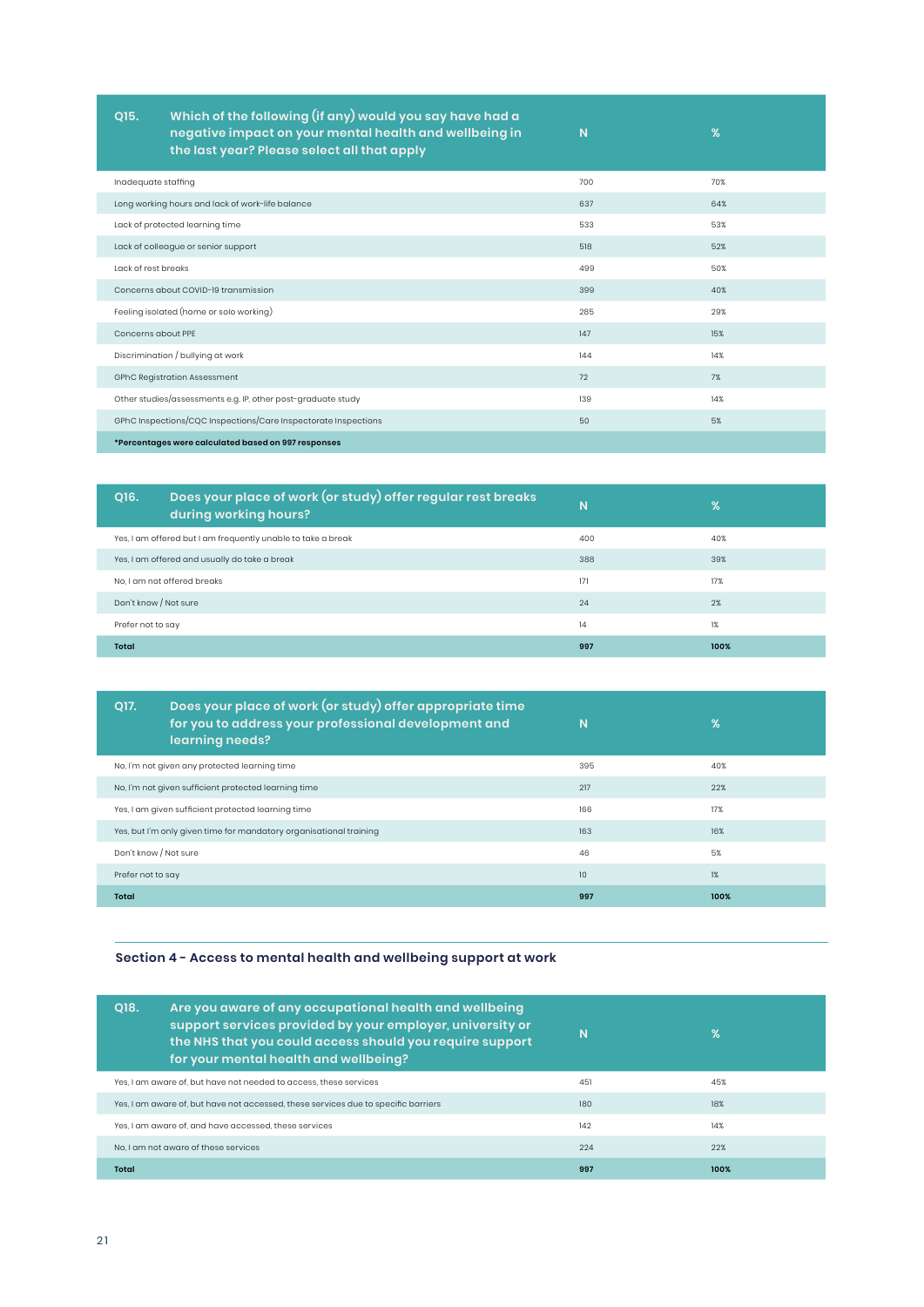| Q15. Which of the following (if any) would you say have had a negative impact on your mental health and wellbeing in the last year? Please select all that apply | N | % |
|---|---|---|
| Inadequate staffing | 700 | 70% |
| Long working hours and lack of work-life balance | 637 | 64% |
| Lack of protected learning time | 533 | 53% |
| Lack of colleague or senior support | 518 | 52% |
| Lack of rest breaks | 499 | 50% |
| Concerns about COVID-19 transmission | 399 | 40% |
| Feeling isolated (home or solo working) | 285 | 29% |
| Concerns about PPE | 147 | 15% |
| Discrimination / bullying at work | 144 | 14% |
| GPhC Registration Assessment | 72 | 7% |
| Other studies/assessments e.g. IP, other post-graduate study | 139 | 14% |
| GPhC Inspections/CQC Inspections/Care Inspectorate Inspections | 50 | 5% |
| ***Percentages were calculated based on 997 responses** | | |

| Q16. Does your place of work (or study) offer regular rest breaks during working hours? | N | % |
|---|---|---|
| Yes, I am offered but I am frequently unable to take a break | 400 | 40% |
| Yes, I am offered and usually do take a break | 388 | 39% |
| No, I am not offered breaks | 171 | 17% |
| Don't know / Not sure | 24 | 2% |
| Prefer not to say | 14 | 1% |
| **Total** | **997** | **100%** |

| Q17. Does your place of work (or study) offer appropriate time for you to address your professional development and learning needs? | N | % |
|---|---|---|
| No, I'm not given any protected learning time | 395 | 40% |
| No, I'm not given sufficient protected learning time | 217 | 22% |
| Yes, I am given sufficient protected learning time | 166 | 17% |
| Yes, but I'm only given time for mandatory organisational training | 163 | 16% |
| Don't know / Not sure | 46 | 5% |
| Prefer not to say | 10 | 1% |
| **Total** | **997** | **100%** |

## Section 4 - Access to mental health and wellbeing support at work

| Q18. Are you aware of any occupational health and wellbeing support services provided by your employer, university or the NHS that you could access should you require support for your mental health and wellbeing? | N | % |
|---|---|---|
| Yes, I am aware of, but have not needed to access, these services | 451 | 45% |
| Yes, I am aware of, but have not accessed, these services due to specific barriers | 180 | 18% |
| Yes, I am aware of, and have accessed, these services | 142 | 14% |
| No, I am not aware of these services | 224 | 22% |
| **Total** | **997** | **100%** |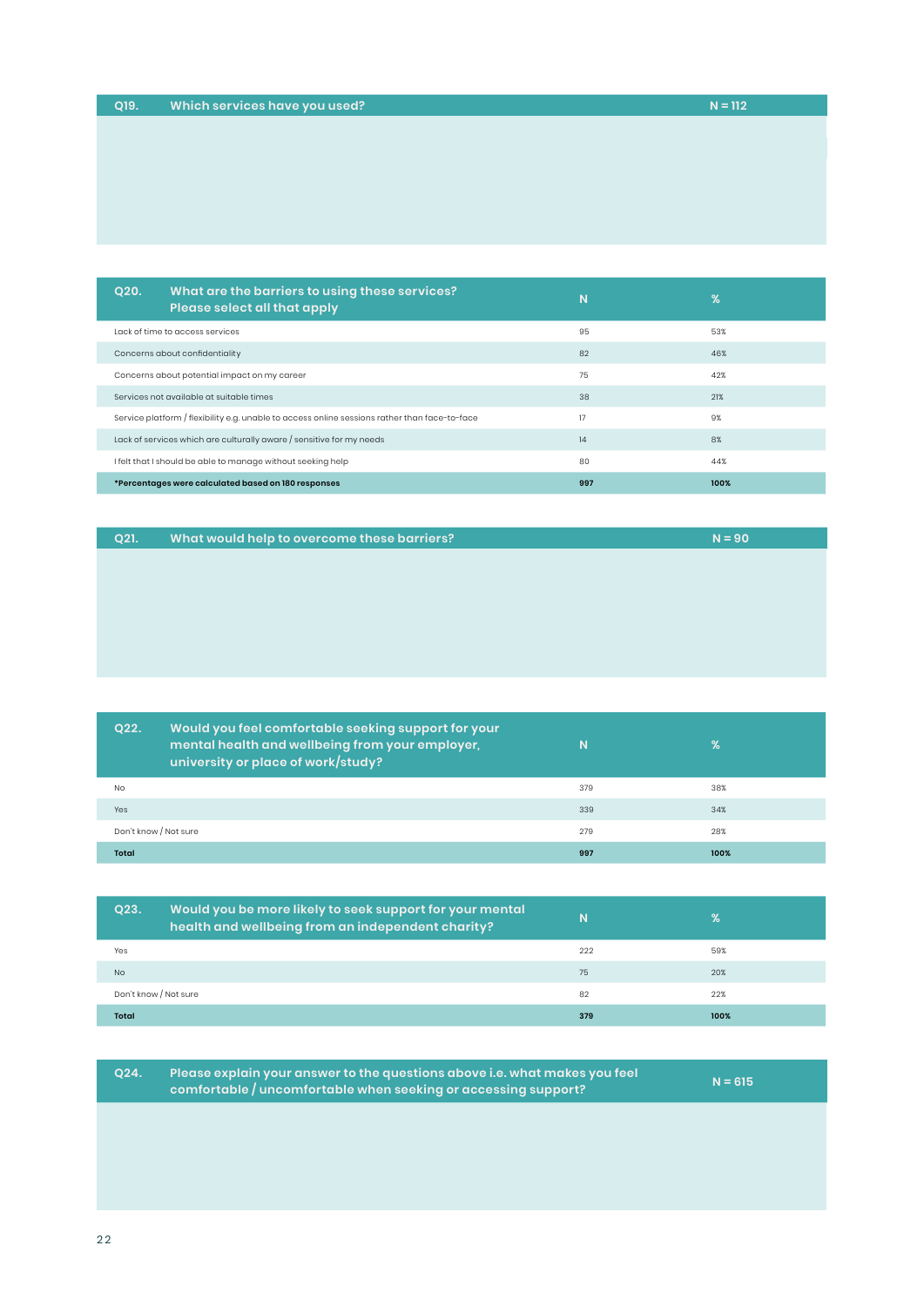| Q19. Which services have you used? | N = 112 |
|---|---|

| Q20. What are the barriers to using these services? Please select all that apply | N | % |
|---|---|---|
| Lack of time to access services | 95 | 53% |
| Concerns about confidentiality | 82 | 46% |
| Concerns about potential impact on my career | 75 | 42% |
| Services not available at suitable times | 38 | 21% |
| Service platform / flexibility e.g. unable to access online sessions rather than face-to-face | 17 | 9% |
| Lack of services which are culturally aware / sensitive for my needs | 14 | 8% |
| I felt that I should be able to manage without seeking help | 80 | 44% |
| ***Percentages were calculated based on 180 responses** | **997** | **100%** |

| Q21. What would help to overcome these barriers? | N = 90 |
|---|---|

| Q22. Would you feel comfortable seeking support for your mental health and wellbeing from your employer, university or place of work/study? | N | % |
|---|---|---|
| No | 379 | 38% |
| Yes | 339 | 34% |
| Don't know / Not sure | 279 | 28% |
| **Total** | **997** | **100%** |

| Q23. Would you be more likely to seek support for your mental health and wellbeing from an independent charity? | N | % |
|---|---|---|
| Yes | 222 | 59% |
| No | 75 | 20% |
| Don't know / Not sure | 82 | 22% |
| **Total** | **379** | **100%** |

| Q24. Please explain your answer to the questions above i.e. what makes you feel comfortable / uncomfortable when seeking or accessing support? | N = 615 |
|---|---|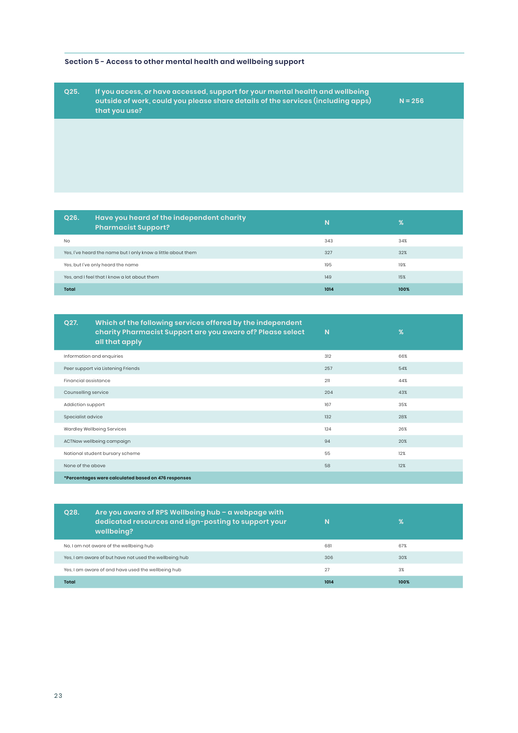## Section 5 - Access to other mental health and wellbeing support

| Q25. | If you access, or have accessed, support for your mental health and wellbeing outside of work, could you please share details of the services (including apps) that you use? | N = 256 |
|---|---|---|

| Q26. Have you heard of the independent charity Pharmacist Support? | N | % |
|---|---|---|
| No | 343 | 34% |
| Yes, I've heard the name but I only know a little about them | 327 | 32% |
| Yes, but I've only heard the name | 195 | 19% |
| Yes, and I feel that I know a lot about them | 149 | 15% |
| **Total** | **1014** | **100%** |

| Q27. Which of the following services offered by the independent charity Pharmacist Support are you aware of? Please select all that apply | N | % |
|---|---|---|
| Information and enquiries | 312 | 66% |
| Peer support via Listening Friends | 257 | 54% |
| Financial assistance | 211 | 44% |
| Counselling service | 204 | 43% |
| Addiction support | 167 | 35% |
| Specialist advice | 132 | 28% |
| Wardley Wellbeing Services | 124 | 26% |
| ACTNow wellbeing campaign | 94 | 20% |
| National student bursary scheme | 55 | 12% |
| None of the above | 58 | 12% |
| ***Percentages were calculated based on 476 responses** | | |

| Q28. Are you aware of RPS Wellbeing hub – a webpage with dedicated resources and sign-posting to support your wellbeing? | N | % |
|---|---|---|
| No, I am not aware of the wellbeing hub | 681 | 67% |
| Yes, I am aware of but have not used the wellbeing hub | 306 | 30% |
| Yes, I am aware of and have used the wellbeing hub | 27 | 3% |
| **Total** | **1014** | **100%** |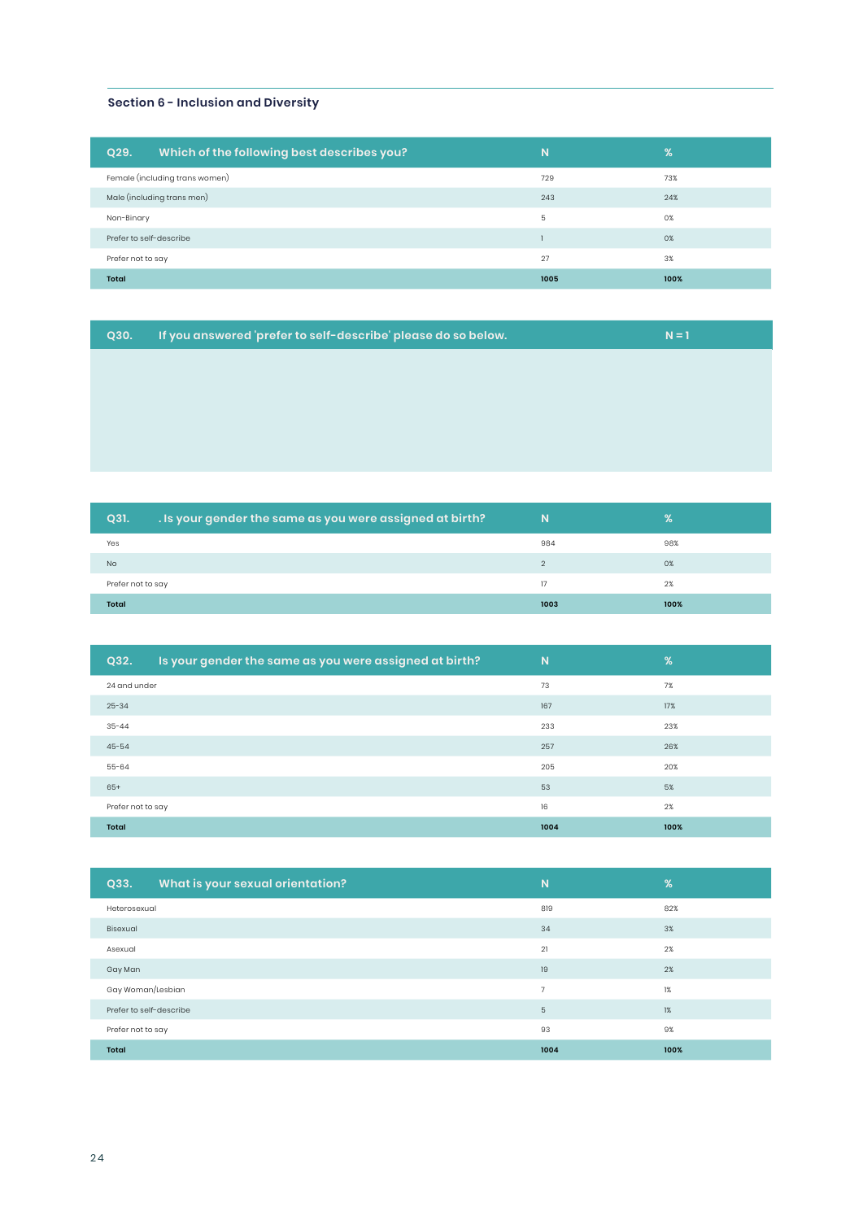## Section 6 - Inclusion and Diversity

| Q29. Which of the following best describes you? | N | % |
|---|---|---|
| Female (including trans women) | 729 | 73% |
| Male (including trans men) | 243 | 24% |
| Non-Binary | 5 | 0% |
| Prefer to self-describe | 1 | 0% |
| Prefer not to say | 27 | 3% |
| **Total** | **1005** | **100%** |

| Q30. If you answered 'prefer to self-describe' please do so below. | N = 1 |
|---|---|
| | |

| Q31. . Is your gender the same as you were assigned at birth? | N | % |
|---|---|---|
| Yes | 984 | 98% |
| No | 2 | 0% |
| Prefer not to say | 17 | 2% |
| **Total** | **1003** | **100%** |

| Q32. Is your gender the same as you were assigned at birth? | N | % |
|---|---|---|
| 24 and under | 73 | 7% |
| 25-34 | 167 | 17% |
| 35-44 | 233 | 23% |
| 45-54 | 257 | 26% |
| 55-64 | 205 | 20% |
| 65+ | 53 | 5% |
| Prefer not to say | 16 | 2% |
| **Total** | **1004** | **100%** |

| Q33. What is your sexual orientation? | N | % |
|---|---|---|
| Heterosexual | 819 | 82% |
| Bisexual | 34 | 3% |
| Asexual | 21 | 2% |
| Gay Man | 19 | 2% |
| Gay Woman/Lesbian | 7 | 1% |
| Prefer to self-describe | 5 | 1% |
| Prefer not to say | 93 | 9% |
| **Total** | **1004** | **100%** |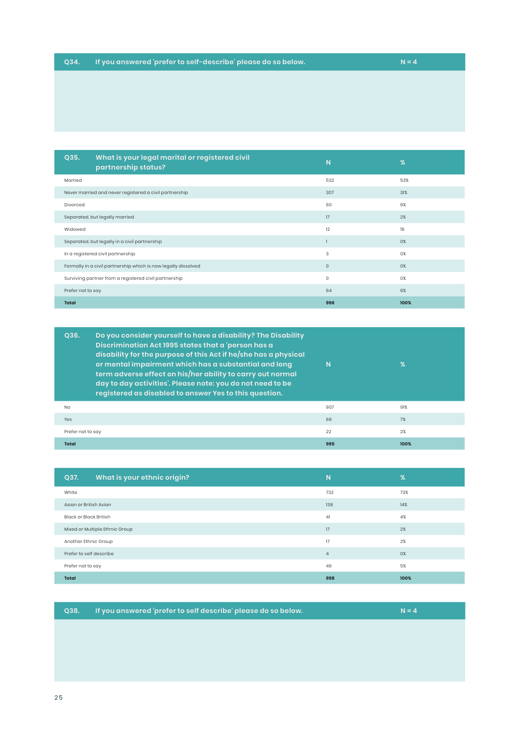| Q34. | If you answered 'prefer to self-describe' please do so below. | N = 4 |
|---|---|---|

| Q35. What is your legal marital or registered civil partnership status? | N | % |
|---|---|---|
| Married | 532 | 53% |
| Never married and never registered a civil partnership | 307 | 31% |
| Divorced | 60 | 6% |
| Separated, but legally married | 17 | 2% |
| Widowed | 12 | 1% |
| Separated, but legally in a civil partnership | 1 | 0% |
| In a registered civil partnership | 3 | 0% |
| Formally in a civil partnership which is now legally dissolved | 0 | 0% |
| Surviving partner from a registered civil partnership | 0 | 0% |
| Prefer not to say | 64 | 6% |
| **Total** | **996** | **100%** |

| Q36. Do you consider yourself to have a disability? The Disability Discrimination Act 1995 states that a 'person has a disability for the purpose of this Act if he/she has a physical or mental impairment which has a substantial and long term adverse effect on his/her ability to carry out normal day to day activities'. Please note: you do not need to be registered as disabled to answer Yes to this question. | N | % |
|---|---|---|
| No | 907 | 91% |
| Yes | 66 | 7% |
| Prefer not to say | 22 | 2% |
| **Total** | **995** | **100%** |

| Q37. What is your ethnic origin? | N | % |
|---|---|---|
| White | 732 | 73% |
| Asian or British Asian | 138 | 14% |
| Black or Black British | 41 | 4% |
| Mixed or Multiple Ethnic Group | 17 | 2% |
| Another Ethnic Group | 17 | 2% |
| Prefer to self describe | 4 | 0% |
| Prefer not to say | 49 | 5% |
| **Total** | **998** | **100%** |

| Q38. | If you answered 'prefer to self describe' please do so below. | N = 4 |
|---|---|---|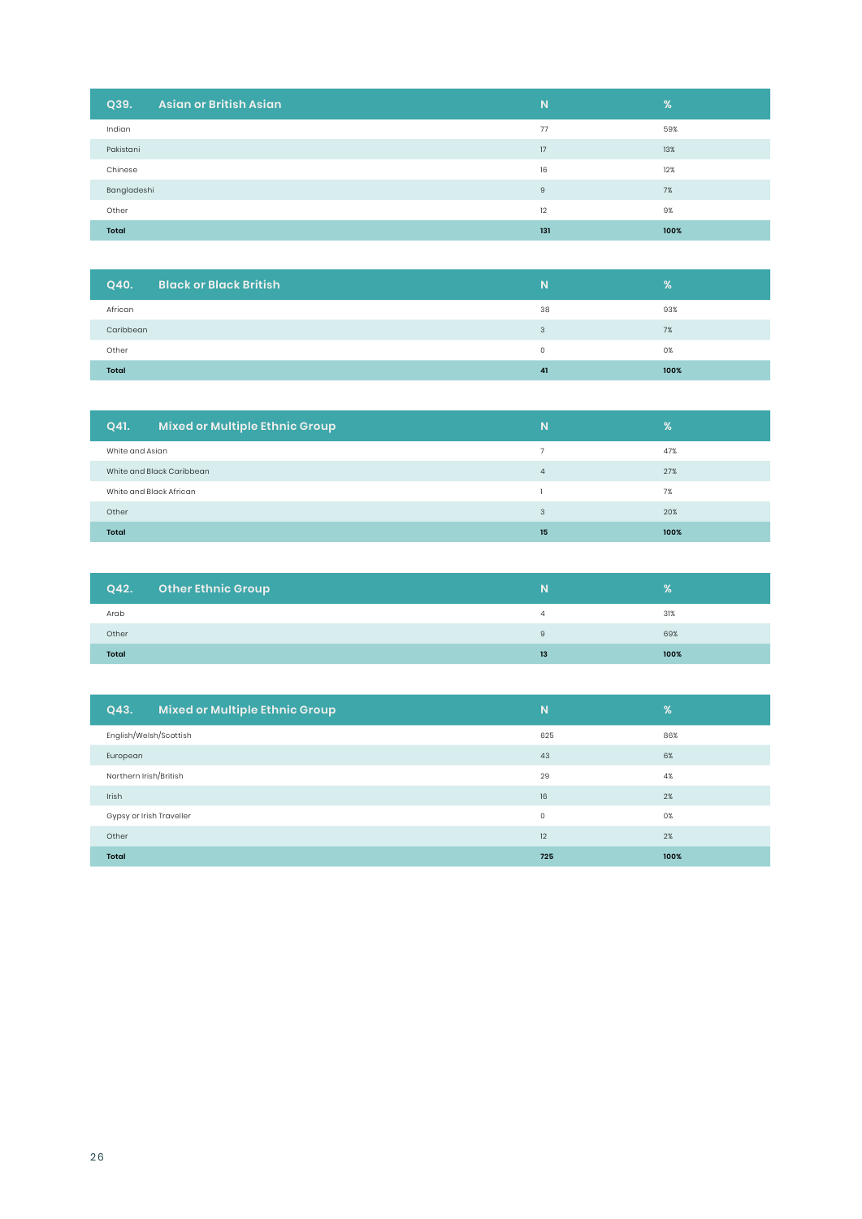| Q39. Asian or British Asian | N | % |
|---|---|---|
| Indian | 77 | 59% |
| Pakistani | 17 | 13% |
| Chinese | 16 | 12% |
| Bangladeshi | 9 | 7% |
| Other | 12 | 9% |
| **Total** | **131** | **100%** |

| Q40. Black or Black British | N | % |
|---|---|---|
| African | 38 | 93% |
| Caribbean | 3 | 7% |
| Other | 0 | 0% |
| **Total** | **41** | **100%** |

| Q41. Mixed or Multiple Ethnic Group | N | % |
|---|---|---|
| White and Asian | 7 | 47% |
| White and Black Caribbean | 4 | 27% |
| White and Black African | 1 | 7% |
| Other | 3 | 20% |
| **Total** | **15** | **100%** |

| Q42. Other Ethnic Group | N | % |
|---|---|---|
| Arab | 4 | 31% |
| Other | 9 | 69% |
| **Total** | **13** | **100%** |

| Q43. Mixed or Multiple Ethnic Group | N | % |
|---|---|---|
| English/Welsh/Scottish | 625 | 86% |
| European | 43 | 6% |
| Northern Irish/British | 29 | 4% |
| Irish | 16 | 2% |
| Gypsy or Irish Traveller | 0 | 0% |
| Other | 12 | 2% |
| **Total** | **725** | **100%** |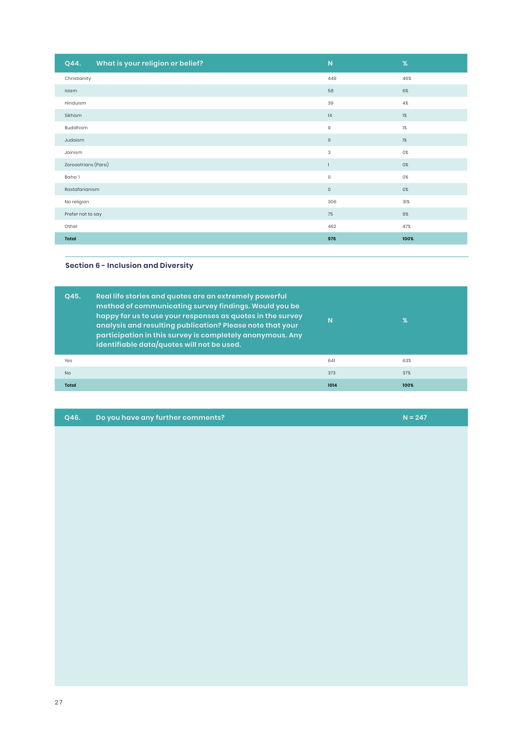| Q44. What is your religion or belief? | N | % |
|---|---|---|
| Christianity | 449 | 46% |
| Islam | 58 | 6% |
| Hinduism | 39 | 4% |
| Sikhism | 14 | 1% |
| Buddhism | 9 | 1% |
| Judaism | 9 | 1% |
| Jainism | 3 | 0% |
| Zoroastrians (Parsi) | 1 | 0% |
| Baha'I | 0 | 0% |
| Rastafarianism | 0 | 0% |
| No religion | 306 | 31% |
| Prefer not to say | 75 | 8% |
| Other | 462 | 47% |
| **Total** | **976** | **100%** |

## Section 6 - Inclusion and Diversity

| Q45. Real life stories and quotes are an extremely powerful method of communicating survey findings. Would you be happy for us to use your responses as quotes in the survey analysis and resulting publication? Please note that your participation in this survey is completely anonymous. Any identifiable data/quotes will not be used. | N | % |
|---|---|---|
| Yes | 641 | 63% |
| No | 373 | 37% |
| **Total** | **1014** | **100%** |

| Q46. Do you have any further comments? | N = 247 |
|---|---|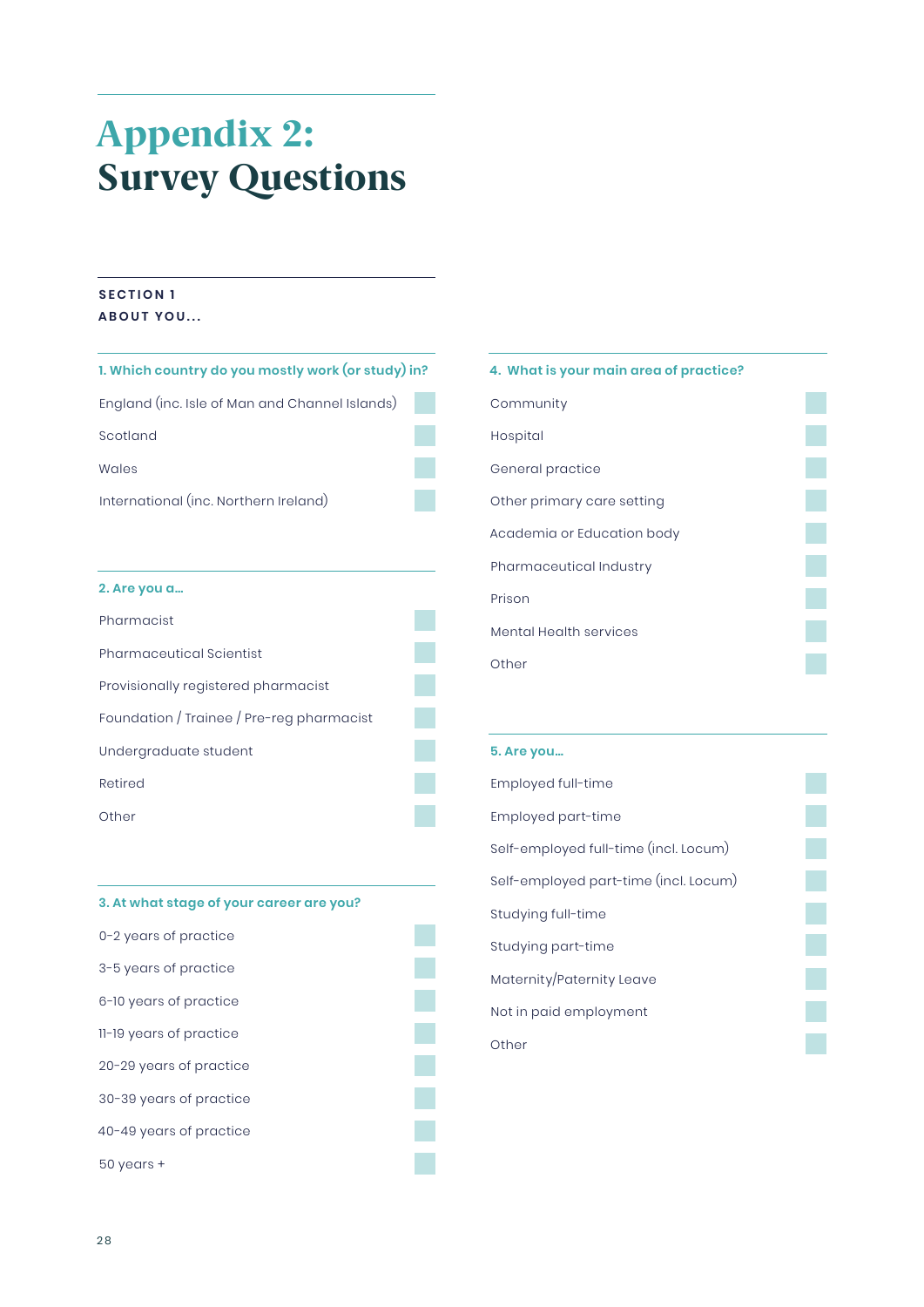# Appendix 2: Survey Questions

## SECTION 1
## ABOUT YOU...

### 1. Which country do you mostly work (or study) in?

- England (inc. Isle of Man and Channel Islands)
- Scotland
- Wales
- International (inc. Northern Ireland)

### 2. Are you a...

- Pharmacist
- Pharmaceutical Scientist
- Provisionally registered pharmacist
- Foundation / Trainee / Pre-reg pharmacist
- Undergraduate student
- Retired
- Other

### 3. At what stage of your career are you?

- 0-2 years of practice
- 3-5 years of practice
- 6-10 years of practice
- 11-19 years of practice
- 20-29 years of practice
- 30-39 years of practice
- 40-49 years of practice
- 50 years +

### 4. What is your main area of practice?

- Community
- Hospital
- General practice
- Other primary care setting
- Academia or Education body
- Pharmaceutical Industry
- Prison
- Mental Health services
- Other

### 5. Are you...

- Employed full-time
- Employed part-time
- Self-employed full-time (incl. Locum)
- Self-employed part-time (incl. Locum)
- Studying full-time
- Studying part-time
- Maternity/Paternity Leave
- Not in paid employment
- Other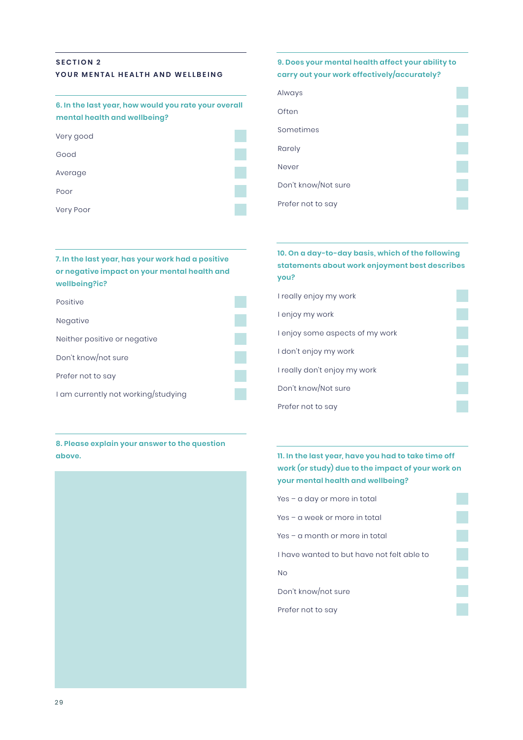## SECTION 2
## YOUR MENTAL HEALTH AND WELLBEING

**6. In the last year, how would you rate your overall mental health and wellbeing?**

- Very good
- Good
- Average
- Poor
- Very Poor

**7. In the last year, has your work had a positive or negative impact on your mental health and wellbeing?ic?**

- Positive
- Negative
- Neither positive or negative
- Don't know/not sure
- Prefer not to say
- I am currently not working/studying

**8. Please explain your answer to the question above.**

**9. Does your mental health affect your ability to carry out your work effectively/accurately?**

- Always
- Often
- Sometimes
- Rarely
- Never
- Don't know/Not sure
- Prefer not to say

**10. On a day-to-day basis, which of the following statements about work enjoyment best describes you?**

- I really enjoy my work
- I enjoy my work
- I enjoy some aspects of my work
- I don't enjoy my work
- I really don't enjoy my work
- Don't know/Not sure
- Prefer not to say

**11. In the last year, have you had to take time off work (or study) due to the impact of your work on your mental health and wellbeing?**

- Yes – a day or more in total
- Yes – a week or more in total
- Yes – a month or more in total
- I have wanted to but have not felt able to
- No
- Don't know/not sure
- Prefer not to say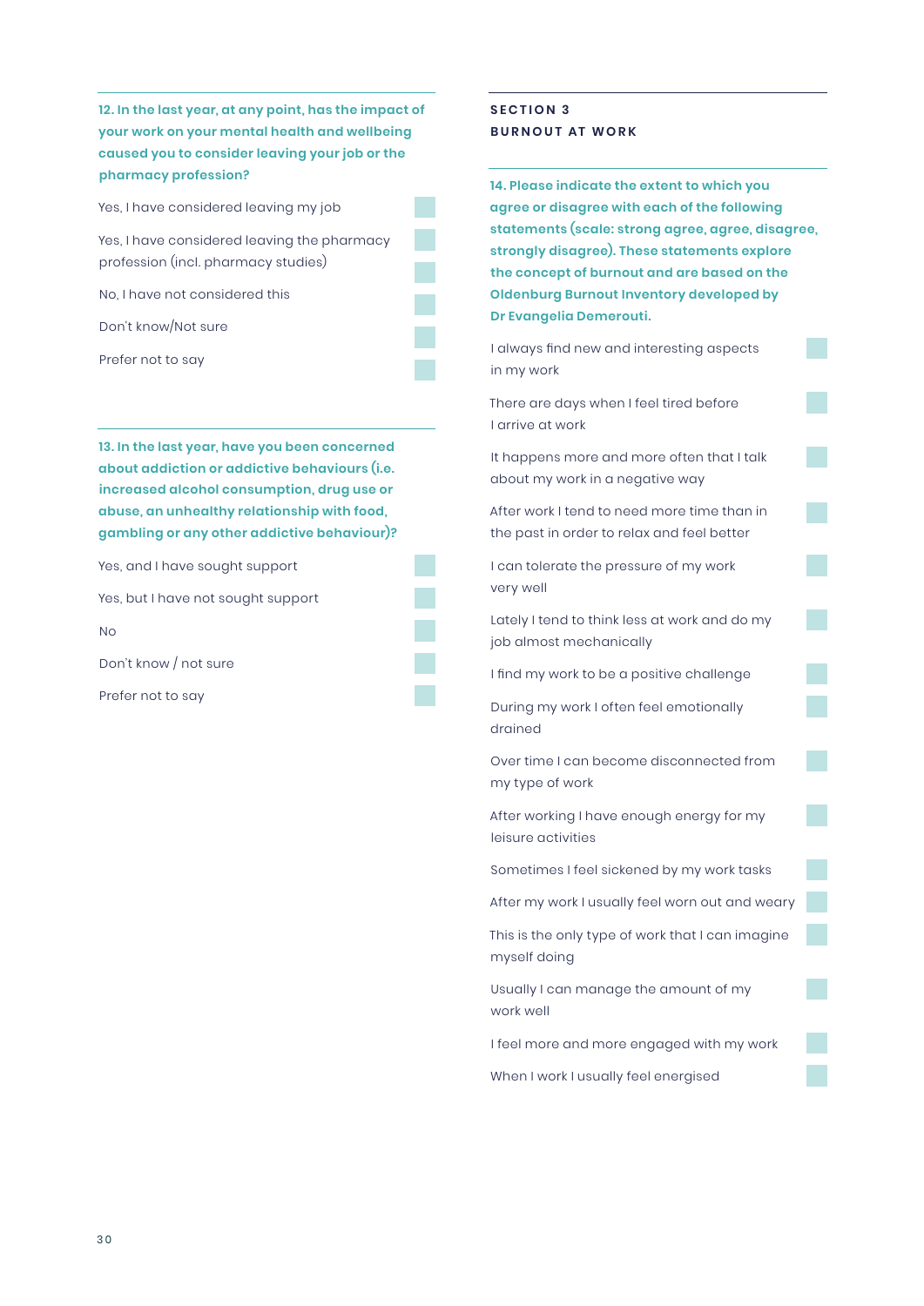**12. In the last year, at any point, has the impact of your work on your mental health and wellbeing caused you to consider leaving your job or the pharmacy profession?**

- Yes, I have considered leaving my job
- Yes, I have considered leaving the pharmacy profession (incl. pharmacy studies)
- No, I have not considered this
- Don't know/Not sure
- Prefer not to say

**13. In the last year, have you been concerned about addiction or addictive behaviours (i.e. increased alcohol consumption, drug use or abuse, an unhealthy relationship with food, gambling or any other addictive behaviour)?**

- Yes, and I have sought support
- Yes, but I have not sought support
- No
- Don't know / not sure
- Prefer not to say

## SECTION 3
## BURNOUT AT WORK

**14. Please indicate the extent to which you agree or disagree with each of the following statements (scale: strong agree, agree, disagree, strongly disagree). These statements explore the concept of burnout and are based on the Oldenburg Burnout Inventory developed by Dr Evangelia Demerouti.**

- I always find new and interesting aspects in my work
- There are days when I feel tired before I arrive at work
- It happens more and more often that I talk about my work in a negative way
- After work I tend to need more time than in the past in order to relax and feel better
- I can tolerate the pressure of my work very well
- Lately I tend to think less at work and do my job almost mechanically
- I find my work to be a positive challenge
- During my work I often feel emotionally drained
- Over time I can become disconnected from my type of work
- After working I have enough energy for my leisure activities
- Sometimes I feel sickened by my work tasks
- After my work I usually feel worn out and weary
- This is the only type of work that I can imagine myself doing
- Usually I can manage the amount of my work well
- I feel more and more engaged with my work
- When I work I usually feel energised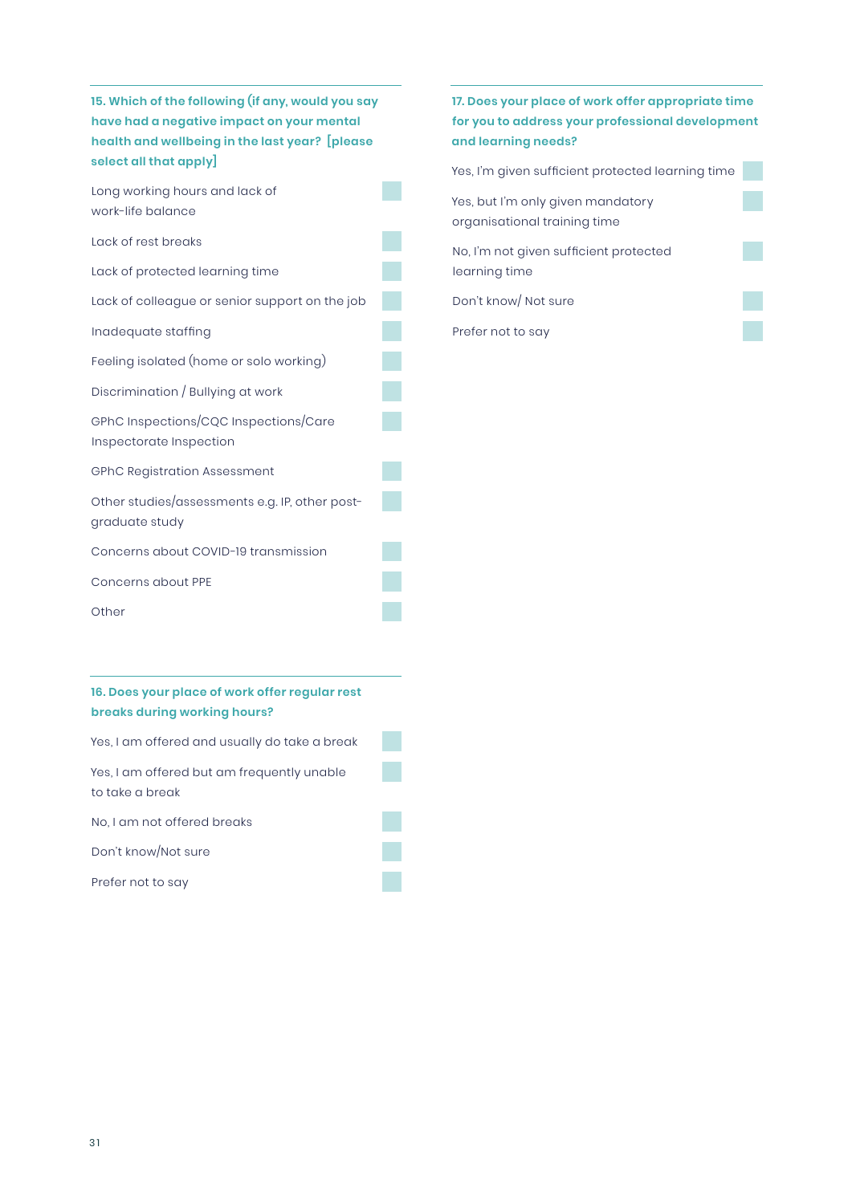### 15. Which of the following (if any, would you say have had a negative impact on your mental health and wellbeing in the last year? [please select all that apply]

- [ ] Long working hours and lack of work-life balance
- [ ] Lack of rest breaks
- [ ] Lack of protected learning time
- [ ] Lack of colleague or senior support on the job
- [ ] Inadequate staffing
- [ ] Feeling isolated (home or solo working)
- [ ] Discrimination / Bullying at work
- [ ] GPhC Inspections/CQC Inspections/Care Inspectorate Inspection
- [ ] GPhC Registration Assessment
- [ ] Other studies/assessments e.g. IP, other post-graduate study
- [ ] Concerns about COVID-19 transmission
- [ ] Concerns about PPE
- [ ] Other

### 16. Does your place of work offer regular rest breaks during working hours?

- [ ] Yes, I am offered and usually do take a break
- [ ] Yes, I am offered but am frequently unable to take a break
- [ ] No, I am not offered breaks
- [ ] Don't know/Not sure
- [ ] Prefer not to say

### 17. Does your place of work offer appropriate time for you to address your professional development and learning needs?

- [ ] Yes, I'm given sufficient protected learning time
- [ ] Yes, but I'm only given mandatory organisational training time
- [ ] No, I'm not given sufficient protected learning time
- [ ] Don't know/ Not sure
- [ ] Prefer not to say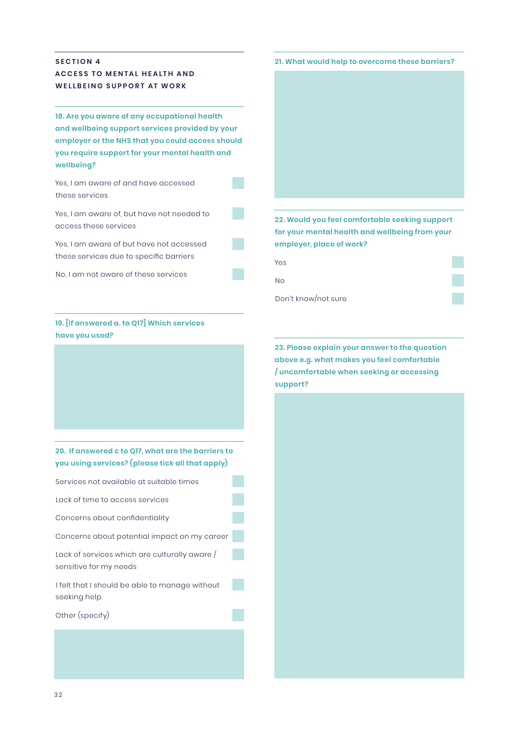## SECTION 4
## ACCESS TO MENTAL HEALTH AND WELLBEING SUPPORT AT WORK

**18. Are you aware of any occupational health and wellbeing support services provided by your employer or the NHS that you could access should you require support for your mental health and wellbeing?**

- Yes, I am aware of and have accessed these services
- Yes, I am aware of, but have not needed to access these services
- Yes, I am aware of but have not accessed these services due to specific barriers
- No, I am not aware of these services

**19. [if answered a. to Q17] Which services have you used?**

**20. If answered c to Q17, what are the barriers to you using services? (please tick all that apply)**

- Services not available at suitable times
- Lack of time to access services
- Concerns about confidentiality
- Concerns about potential impact on my career
- Lack of services which are culturally aware / sensitive for my needs
- I felt that I should be able to manage without seeking help
- Other (specify)

**21. What would help to overcome these barriers?**

**22. Would you feel comfortable seeking support for your mental health and wellbeing from your employer, place of work?**

- Yes
- No
- Don't know/not sure

**23. Please explain your answer to the question above e.g. what makes you feel comfortable / uncomfortable when seeking or accessing support?**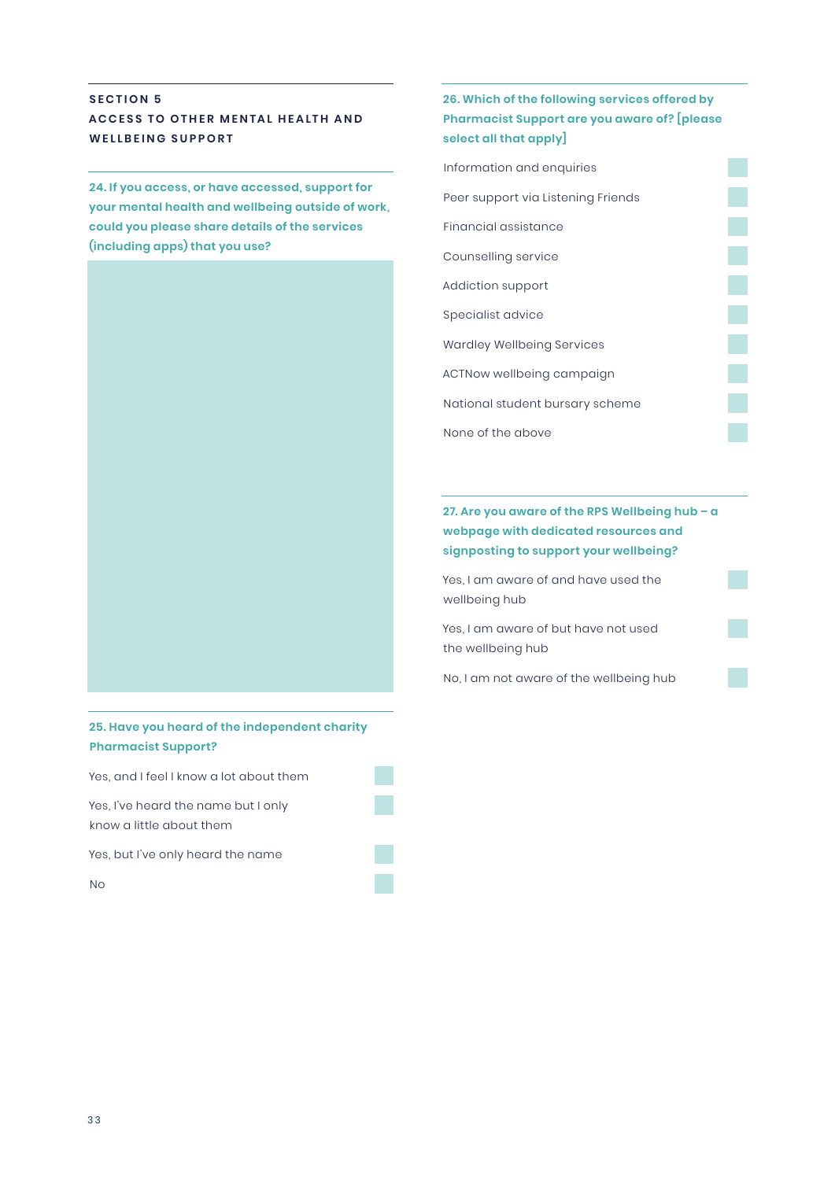## SECTION 5
## ACCESS TO OTHER MENTAL HEALTH AND WELLBEING SUPPORT

**24. If you access, or have accessed, support for your mental health and wellbeing outside of work, could you please share details of the services (including apps) that you use?**

**25. Have you heard of the independent charity Pharmacist Support?**

- Yes, and I feel I know a lot about them ☐
- Yes, I've heard the name but I only know a little about them ☐
- Yes, but I've only heard the name ☐
- No ☐

**26. Which of the following services offered by Pharmacist Support are you aware of? [please select all that apply]**

- Information and enquiries ☐
- Peer support via Listening Friends ☐
- Financial assistance ☐
- Counselling service ☐
- Addiction support ☐
- Specialist advice ☐
- Wardley Wellbeing Services ☐
- ACTNow wellbeing campaign ☐
- National student bursary scheme ☐
- None of the above ☐

**27. Are you aware of the RPS Wellbeing hub – a webpage with dedicated resources and signposting to support your wellbeing?**

- Yes, I am aware of and have used the wellbeing hub ☐
- Yes, I am aware of but have not used the wellbeing hub ☐
- No, I am not aware of the wellbeing hub ☐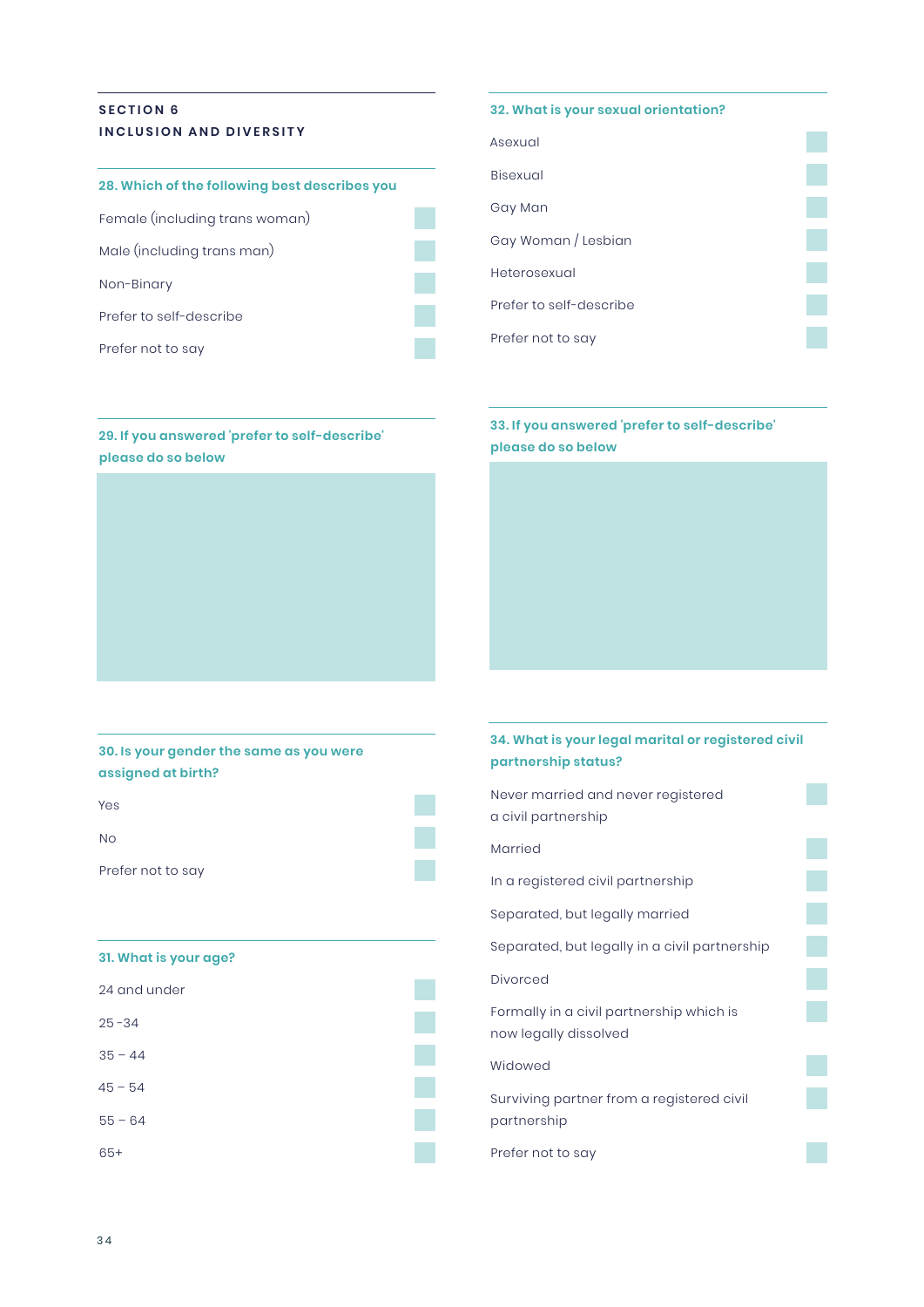## SECTION 6
## INCLUSION AND DIVERSITY

### 28. Which of the following best describes you

- Female (including trans woman)
- Male (including trans man)
- Non-Binary
- Prefer to self-describe
- Prefer not to say

### 29. If you answered 'prefer to self-describe' please do so below

### 30. Is your gender the same as you were assigned at birth?

- Yes
- No
- Prefer not to say

### 31. What is your age?

- 24 and under
- 25 -34
- 35 – 44
- 45 – 54
- 55 – 64
- 65+

### 32. What is your sexual orientation?

- Asexual
- Bisexual
- Gay Man
- Gay Woman / Lesbian
- Heterosexual
- Prefer to self-describe
- Prefer not to say

### 33. If you answered 'prefer to self-describe' please do so below

### 34. What is your legal marital or registered civil partnership status?

- Never married and never registered a civil partnership
- Married
- In a registered civil partnership
- Separated, but legally married
- Separated, but legally in a civil partnership
- Divorced
- Formally in a civil partnership which is now legally dissolved
- Widowed
- Surviving partner from a registered civil partnership
- Prefer not to say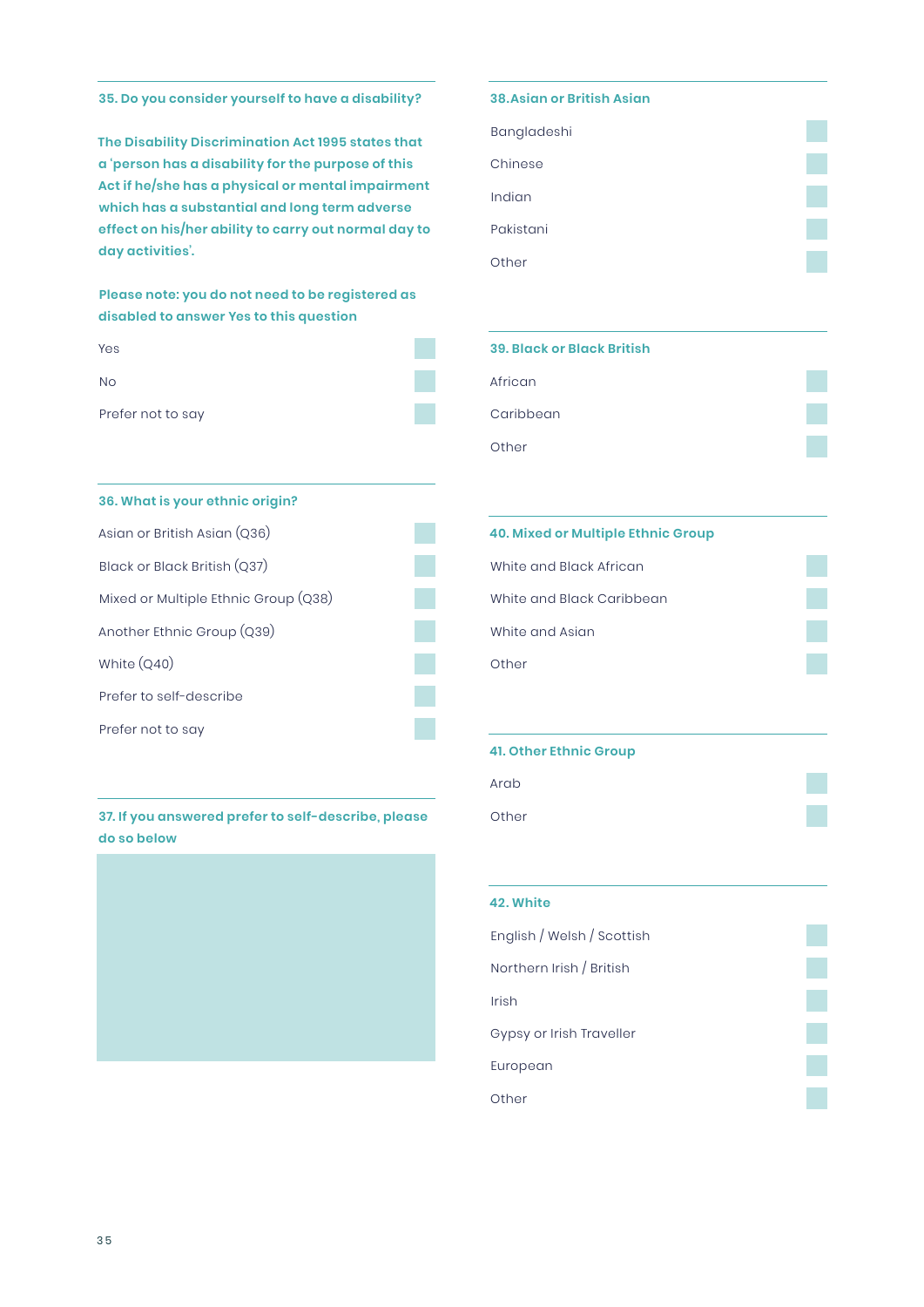### 35. Do you consider yourself to have a disability?

**The Disability Discrimination Act 1995 states that a 'person has a disability for the purpose of this Act if he/she has a physical or mental impairment which has a substantial and long term adverse effect on his/her ability to carry out normal day to day activities'.**

**Please note: you do not need to be registered as disabled to answer Yes to this question**

- Yes
- No
- Prefer not to say

### 36. What is your ethnic origin?

- Asian or British Asian (Q36)
- Black or Black British (Q37)
- Mixed or Multiple Ethnic Group (Q38)
- Another Ethnic Group (Q39)
- White (Q40)
- Prefer to self-describe
- Prefer not to say

### 37. If you answered prefer to self-describe, please do so below

### 38. Asian or British Asian

- Bangladeshi
- Chinese
- Indian
- Pakistani
- Other

### 39. Black or Black British

- African
- Caribbean
- Other

### 40. Mixed or Multiple Ethnic Group

- White and Black African
- White and Black Caribbean
- White and Asian
- Other

### 41. Other Ethnic Group

- Arab
- Other

### 42. White

- English / Welsh / Scottish
- Northern Irish / British
- Irish
- Gypsy or Irish Traveller
- European
- Other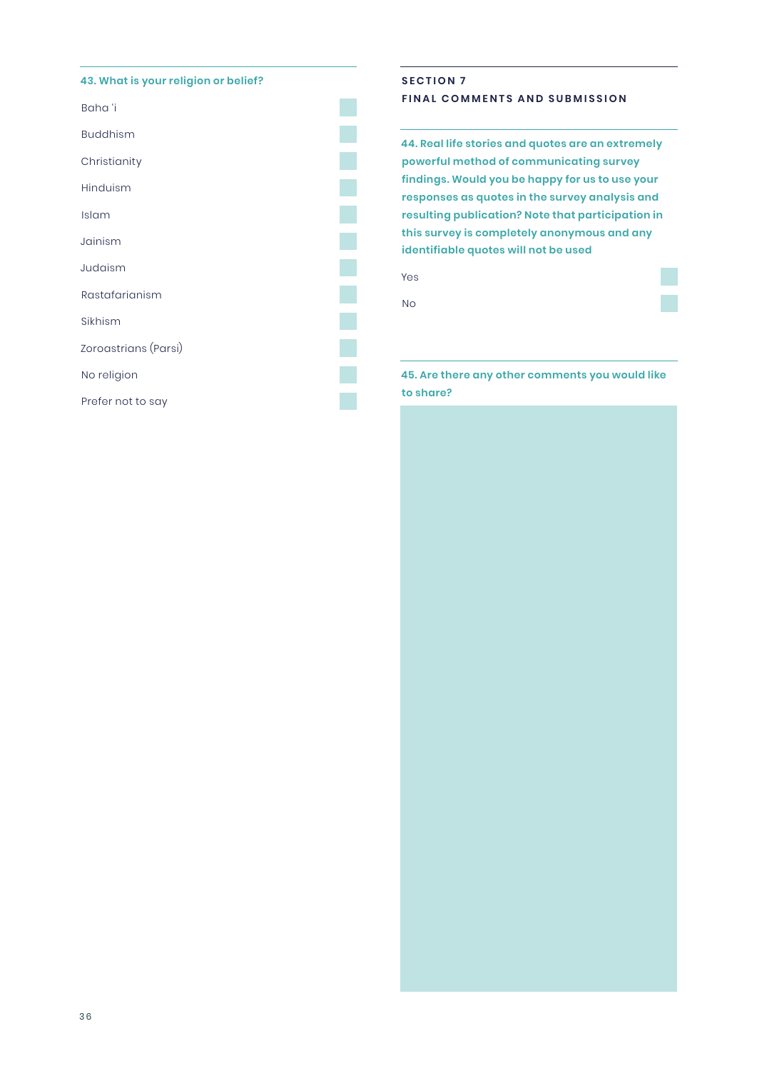**43. What is your religion or belief?**

- Baha 'i
- Buddhism
- Christianity
- Hinduism
- Islam
- Jainism
- Judaism
- Rastafarianism
- Sikhism
- Zoroastrians (Parsi)
- No religion
- Prefer not to say

## SECTION 7
## FINAL COMMENTS AND SUBMISSION

**44. Real life stories and quotes are an extremely powerful method of communicating survey findings. Would you be happy for us to use your responses as quotes in the survey analysis and resulting publication? Note that participation in this survey is completely anonymous and any identifiable quotes will not be used**

- Yes
- No

**45. Are there any other comments you would like to share?**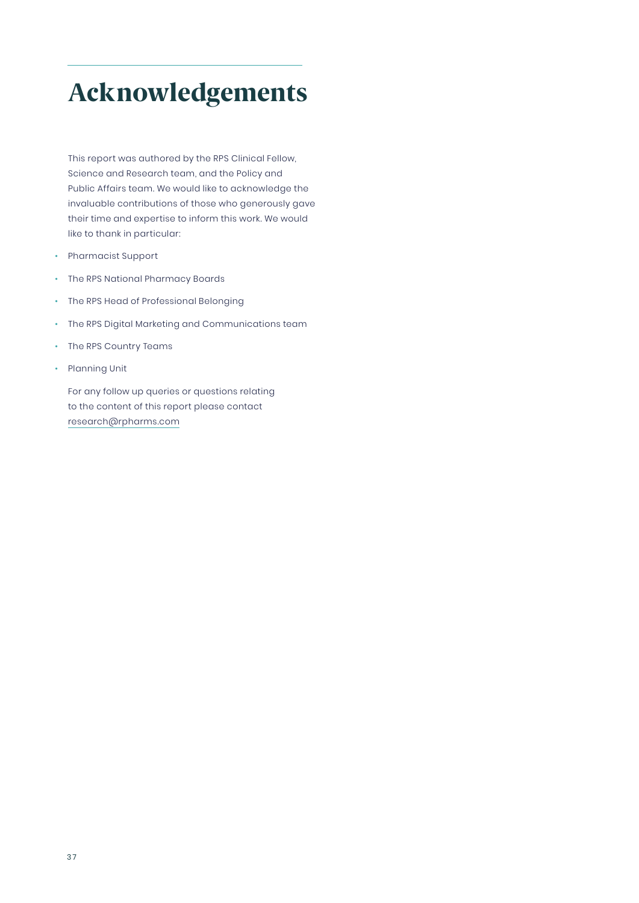# Acknowledgements

This report was authored by the RPS Clinical Fellow, Science and Research team, and the Policy and Public Affairs team. We would like to acknowledge the invaluable contributions of those who generously gave their time and expertise to inform this work. We would like to thank in particular:

- Pharmacist Support
- The RPS National Pharmacy Boards
- The RPS Head of Professional Belonging
- The RPS Digital Marketing and Communications team
- The RPS Country Teams
- Planning Unit

For any follow up queries or questions relating to the content of this report please contact research@rpharms.com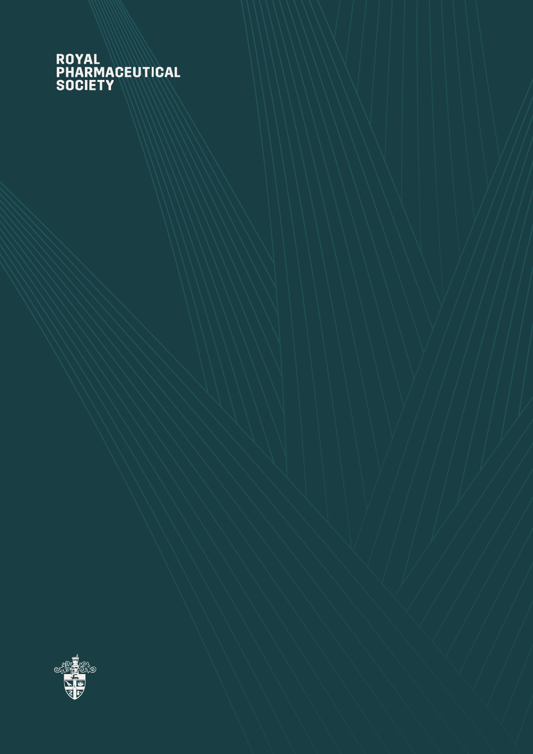ROYAL
PHARMACEUTICAL
SOCIETY